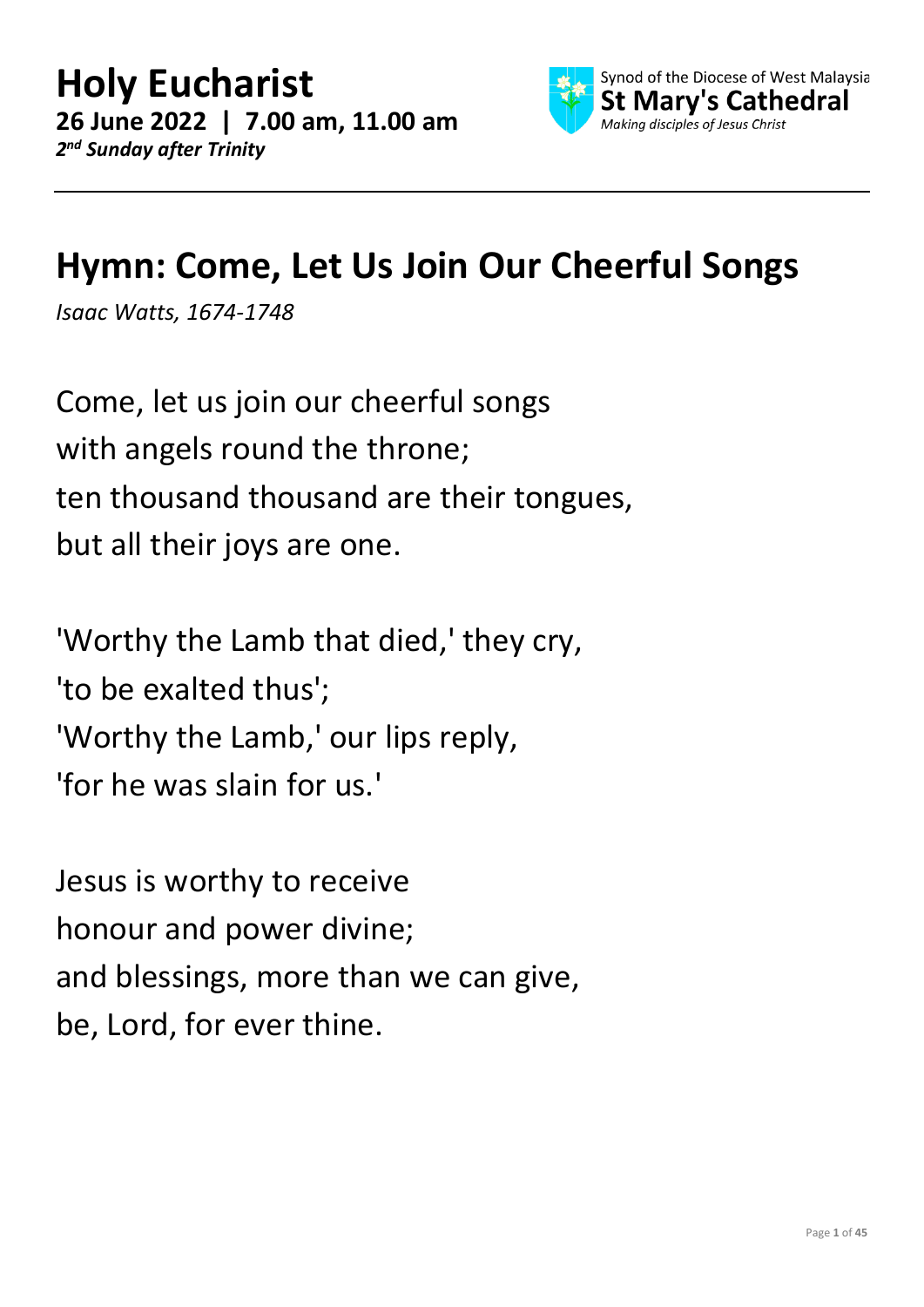# Holy Eucharist

**26 June 2022 | 7.00 am, 11.00 am**
***2nd Sunday after Trinity***

Synod of the Diocese of West Malaysia
**St Mary's Cathedral**
*Making disciples of Jesus Christ*

---

## Hymn: Come, Let Us Join Our Cheerful Songs

*Isaac Watts, 1674-1748*

Come, let us join our cheerful songs
with angels round the throne;
ten thousand thousand are their tongues,
but all their joys are one.

'Worthy the Lamb that died,' they cry,
'to be exalted thus';
'Worthy the Lamb,' our lips reply,
'for he was slain for us.'

Jesus is worthy to receive
honour and power divine;
and blessings, more than we can give,
be, Lord, for ever thine.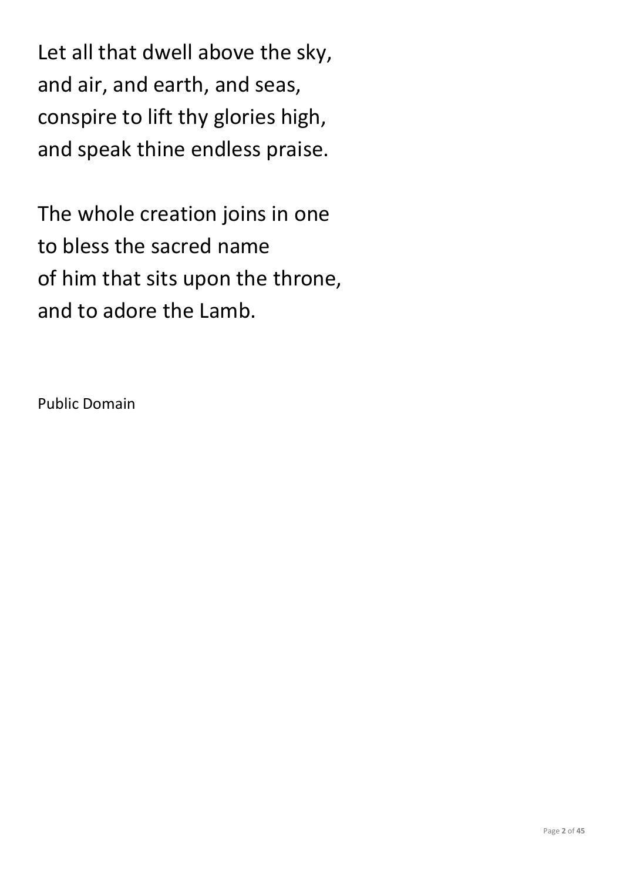Let all that dwell above the sky,  
and air, and earth, and seas,  
conspire to lift thy glories high,  
and speak thine endless praise.

The whole creation joins in one  
to bless the sacred name  
of him that sits upon the throne,  
and to adore the Lamb.

Public Domain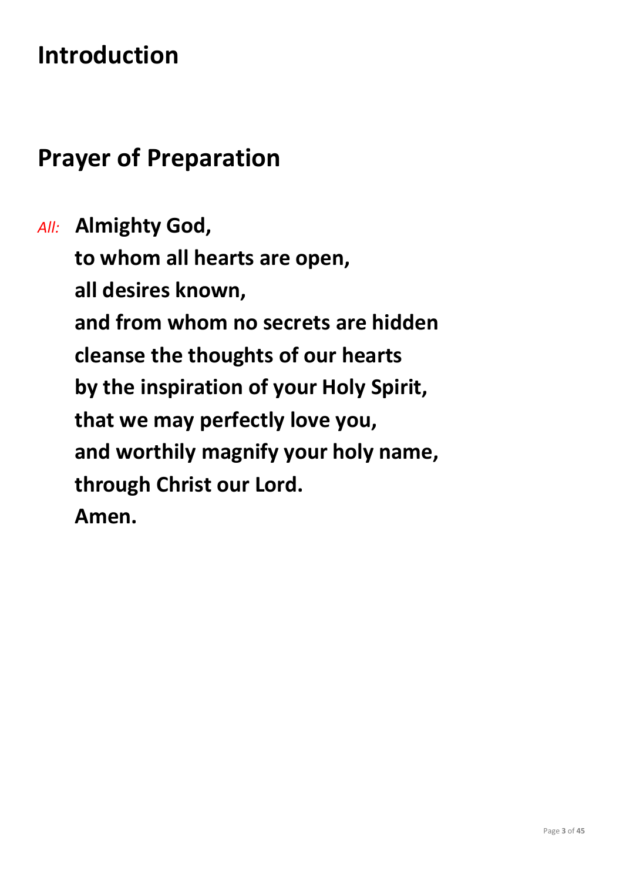# Introduction

# Prayer of Preparation

*All:* **Almighty God,**
**to whom all hearts are open,**
**all desires known,**
**and from whom no secrets are hidden**
**cleanse the thoughts of our hearts**
**by the inspiration of your Holy Spirit,**
**that we may perfectly love you,**
**and worthily magnify your holy name,**
**through Christ our Lord.**
**Amen.**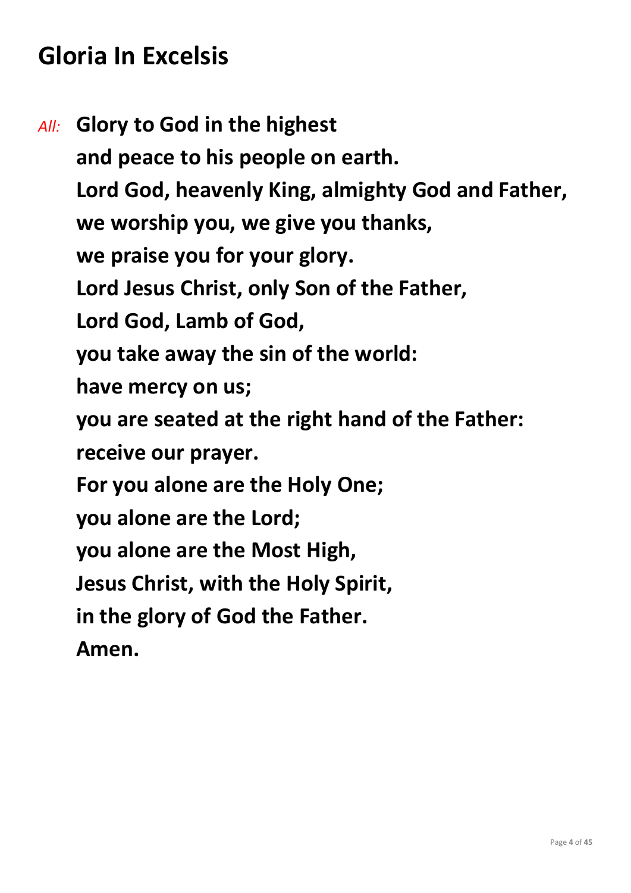## Gloria In Excelsis

*All:* **Glory to God in the highest**
**and peace to his people on earth.**
**Lord God, heavenly King, almighty God and Father,**
**we worship you, we give you thanks,**
**we praise you for your glory.**
**Lord Jesus Christ, only Son of the Father,**
**Lord God, Lamb of God,**
**you take away the sin of the world:**
**have mercy on us;**
**you are seated at the right hand of the Father:**
**receive our prayer.**
**For you alone are the Holy One;**
**you alone are the Lord;**
**you alone are the Most High,**
**Jesus Christ, with the Holy Spirit,**
**in the glory of God the Father.**
**Amen.**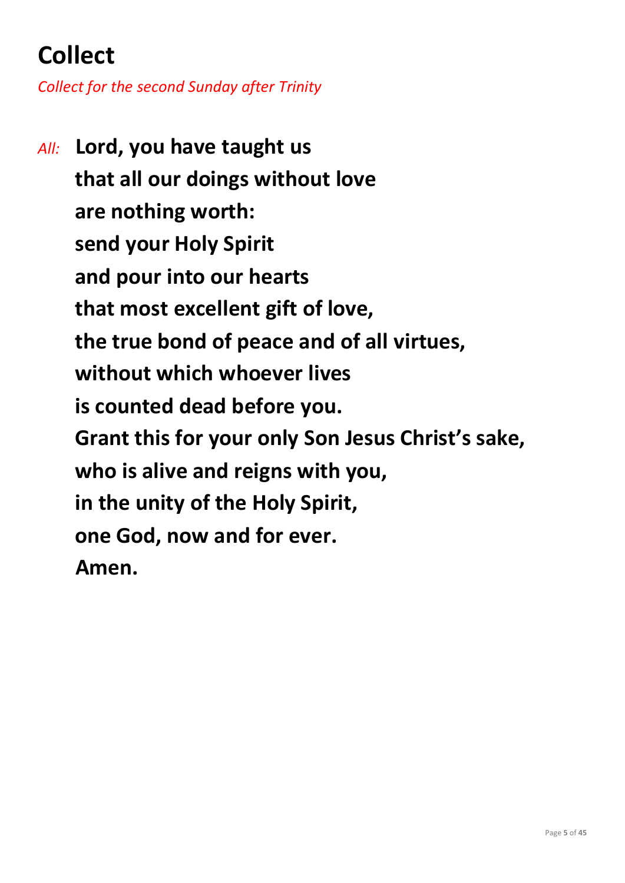## Collect

*Collect for the second Sunday after Trinity*

*All:* **Lord, you have taught us**
**that all our doings without love**
**are nothing worth:**
**send your Holy Spirit**
**and pour into our hearts**
**that most excellent gift of love,**
**the true bond of peace and of all virtues,**
**without which whoever lives**
**is counted dead before you.**
**Grant this for your only Son Jesus Christ's sake,**
**who is alive and reigns with you,**
**in the unity of the Holy Spirit,**
**one God, now and for ever.**
**Amen.**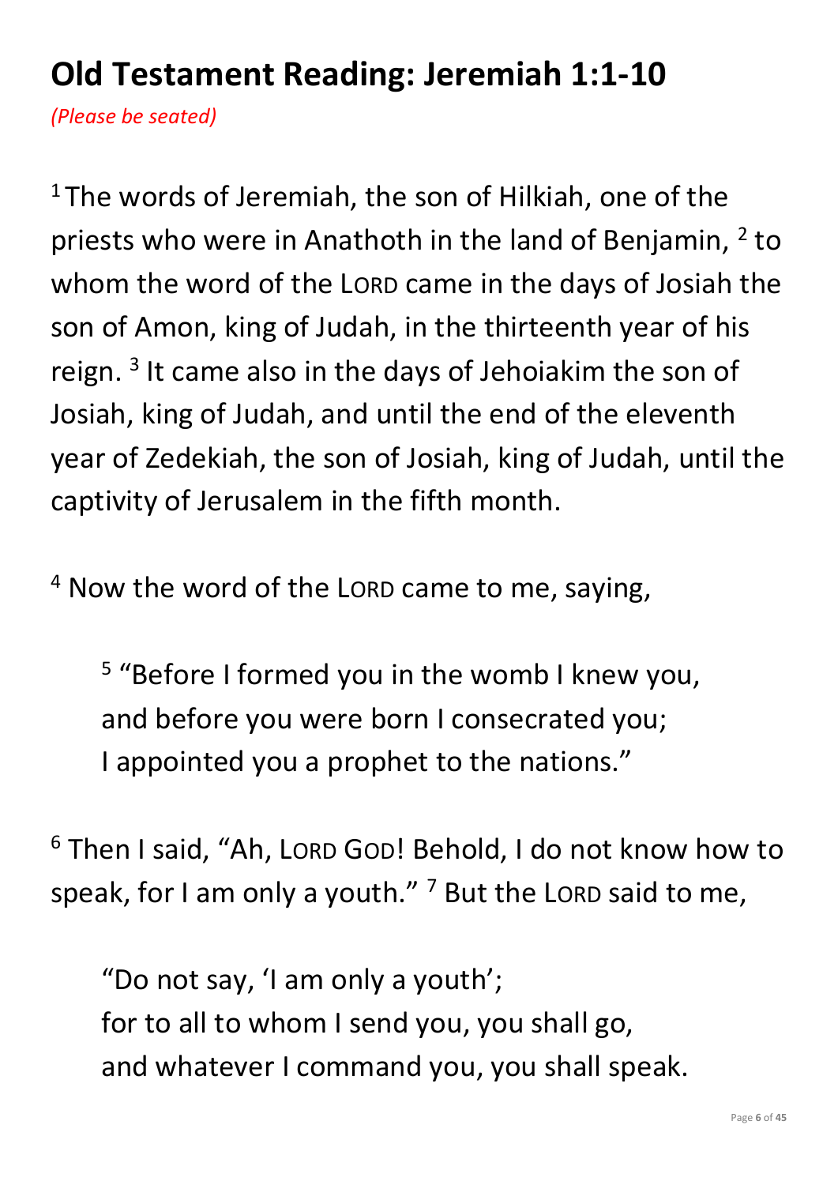## Old Testament Reading: Jeremiah 1:1-10

*(Please be seated)*

[1] The words of Jeremiah, the son of Hilkiah, one of the priests who were in Anathoth in the land of Benjamin, [2] to whom the word of the LORD came in the days of Josiah the son of Amon, king of Judah, in the thirteenth year of his reign. [3] It came also in the days of Jehoiakim the son of Josiah, king of Judah, and until the end of the eleventh year of Zedekiah, the son of Josiah, king of Judah, until the captivity of Jerusalem in the fifth month.

[4] Now the word of the LORD came to me, saying,

> [5] "Before I formed you in the womb I knew you,
> and before you were born I consecrated you;
> I appointed you a prophet to the nations."

[6] Then I said, "Ah, LORD GOD! Behold, I do not know how to speak, for I am only a youth." [7] But the LORD said to me,

> "Do not say, 'I am only a youth';
> for to all to whom I send you, you shall go,
> and whatever I command you, you shall speak.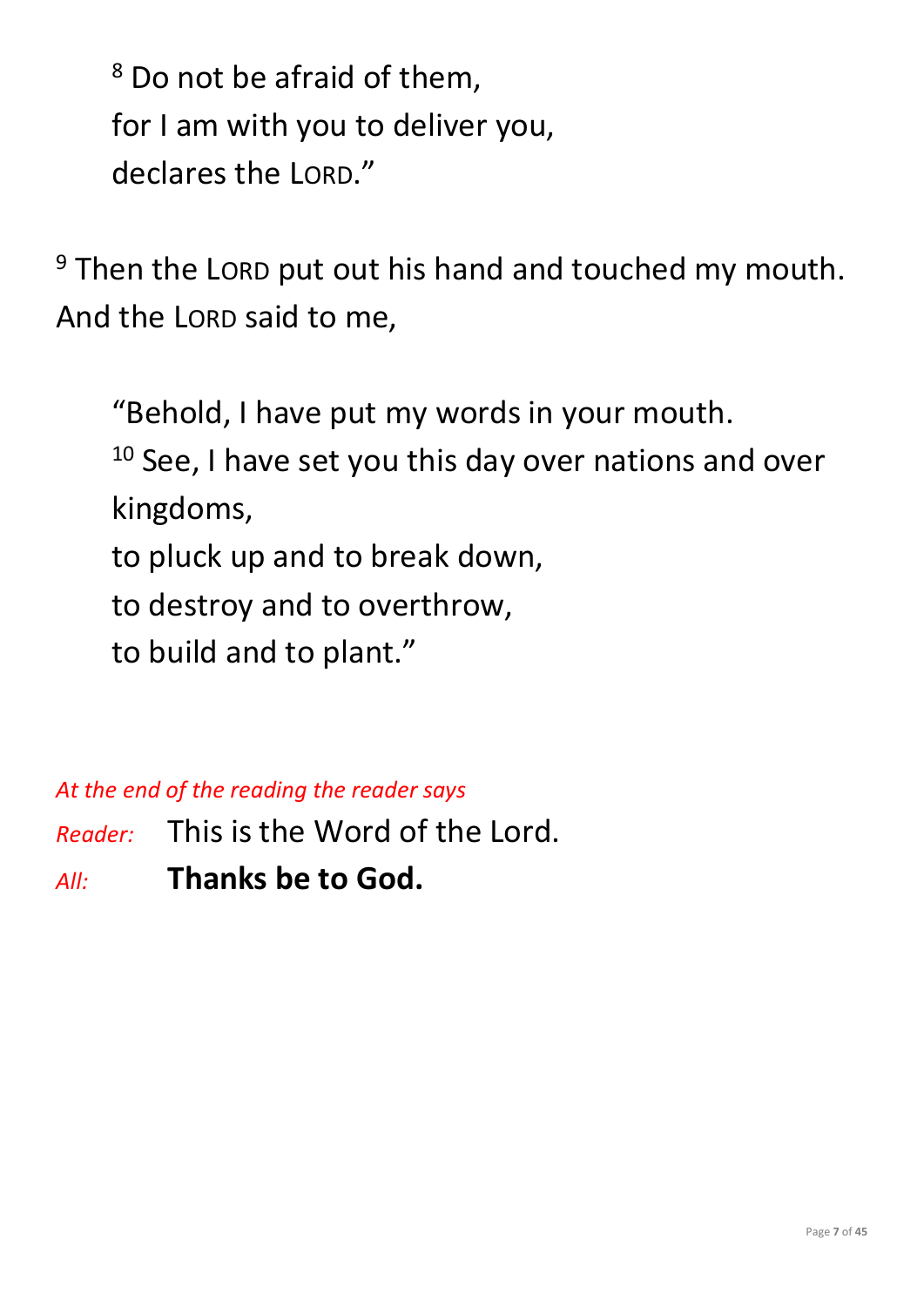[8] Do not be afraid of them,
for I am with you to deliver you,
declares the LORD."

[9] Then the LORD put out his hand and touched my mouth. And the LORD said to me,

"Behold, I have put my words in your mouth.
[10] See, I have set you this day over nations and over kingdoms,
to pluck up and to break down,
to destroy and to overthrow,
to build and to plant."

*At the end of the reading the reader says*

*Reader:* This is the Word of the Lord.

*All:* **Thanks be to God.**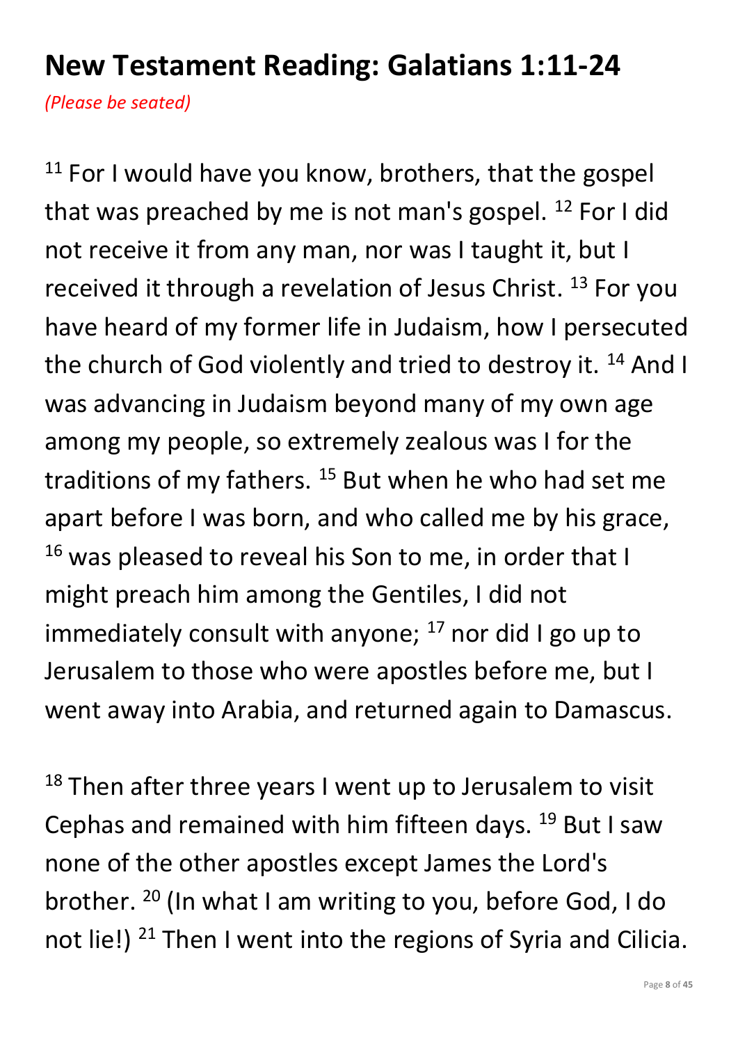# New Testament Reading: Galatians 1:11-24

*(Please be seated)*

[11] For I would have you know, brothers, that the gospel that was preached by me is not man's gospel. [12] For I did not receive it from any man, nor was I taught it, but I received it through a revelation of Jesus Christ. [13] For you have heard of my former life in Judaism, how I persecuted the church of God violently and tried to destroy it. [14] And I was advancing in Judaism beyond many of my own age among my people, so extremely zealous was I for the traditions of my fathers. [15] But when he who had set me apart before I was born, and who called me by his grace, [16] was pleased to reveal his Son to me, in order that I might preach him among the Gentiles, I did not immediately consult with anyone; [17] nor did I go up to Jerusalem to those who were apostles before me, but I went away into Arabia, and returned again to Damascus.

[18] Then after three years I went up to Jerusalem to visit Cephas and remained with him fifteen days. [19] But I saw none of the other apostles except James the Lord's brother. [20] (In what I am writing to you, before God, I do not lie!) [21] Then I went into the regions of Syria and Cilicia.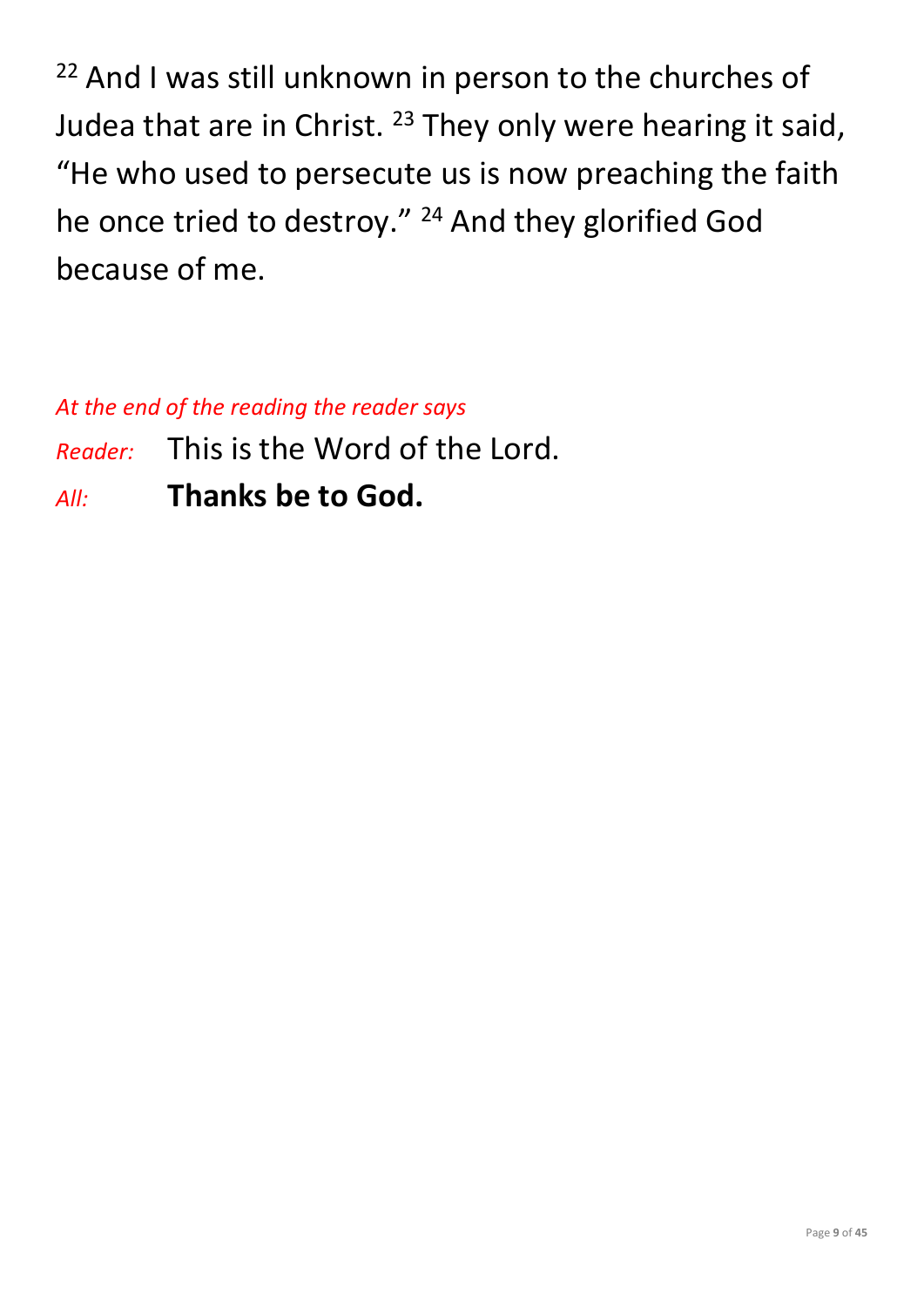[22] And I was still unknown in person to the churches of Judea that are in Christ. [23] They only were hearing it said, "He who used to persecute us is now preaching the faith he once tried to destroy." [24] And they glorified God because of me.

*At the end of the reading the reader says*

*Reader:* This is the Word of the Lord.

*All:* **Thanks be to God.**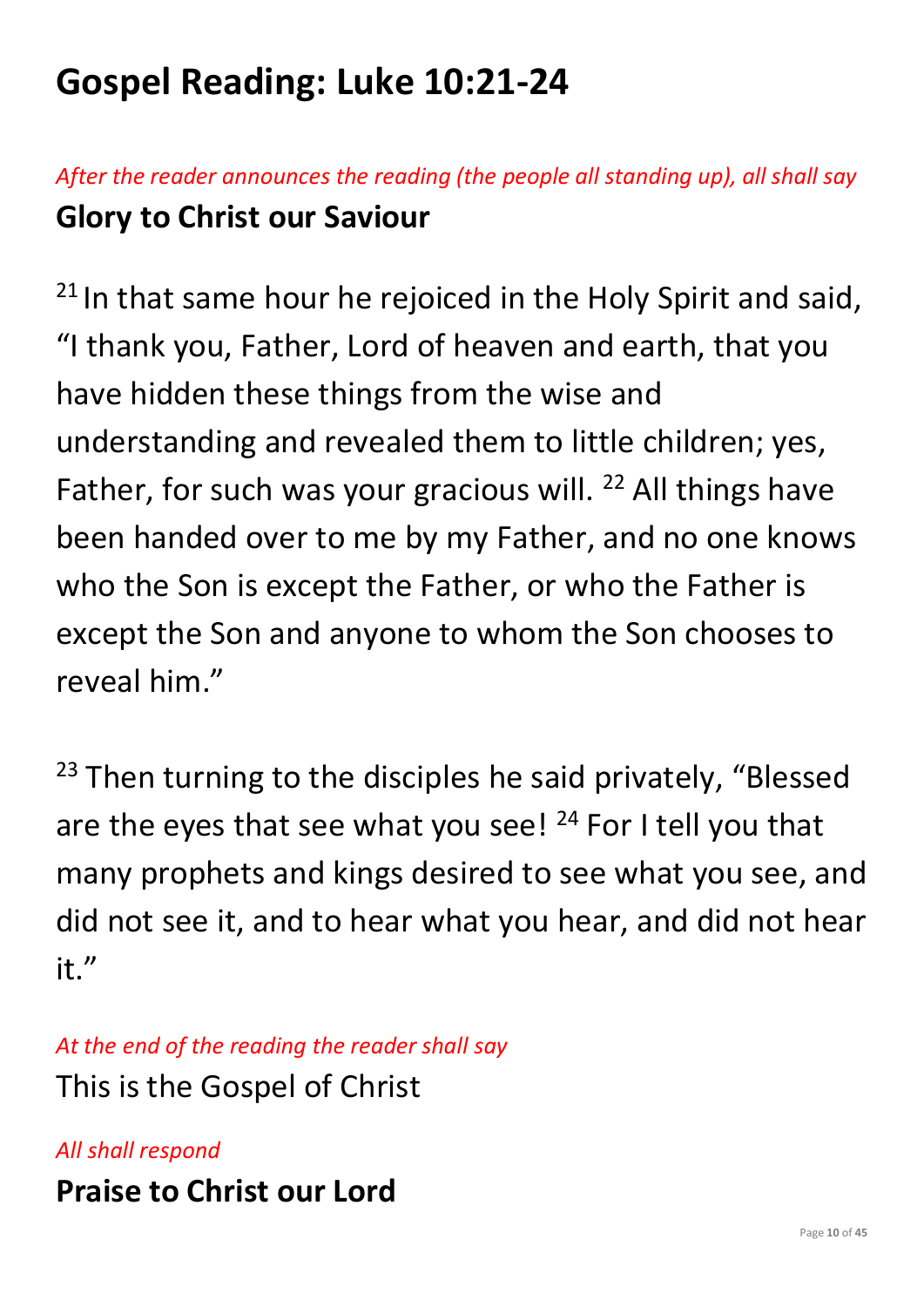# Gospel Reading: Luke 10:21-24

*After the reader announces the reading (the people all standing up), all shall say*

**Glory to Christ our Saviour**

[21] In that same hour he rejoiced in the Holy Spirit and said, "I thank you, Father, Lord of heaven and earth, that you have hidden these things from the wise and understanding and revealed them to little children; yes, Father, for such was your gracious will. [22] All things have been handed over to me by my Father, and no one knows who the Son is except the Father, or who the Father is except the Son and anyone to whom the Son chooses to reveal him."

[23] Then turning to the disciples he said privately, "Blessed are the eyes that see what you see! [24] For I tell you that many prophets and kings desired to see what you see, and did not see it, and to hear what you hear, and did not hear it."

*At the end of the reading the reader shall say*

This is the Gospel of Christ

*All shall respond*

**Praise to Christ our Lord**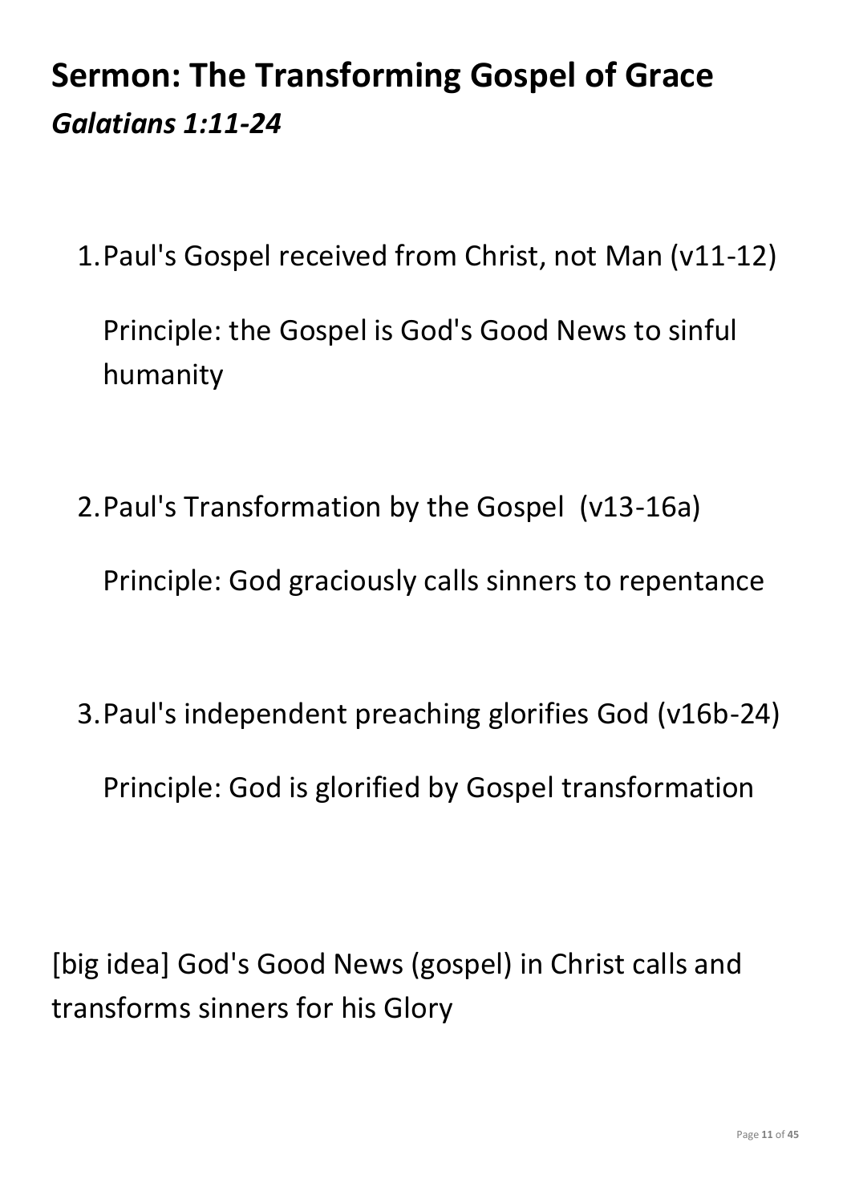## Sermon: The Transforming Gospel of Grace

### *Galatians 1:11-24*

1. Paul's Gospel received from Christ, not Man (v11-12)

   Principle: the Gospel is God's Good News to sinful humanity

2. Paul's Transformation by the Gospel (v13-16a)

   Principle: God graciously calls sinners to repentance

3. Paul's independent preaching glorifies God (v16b-24)

   Principle: God is glorified by Gospel transformation

[big idea] God's Good News (gospel) in Christ calls and transforms sinners for his Glory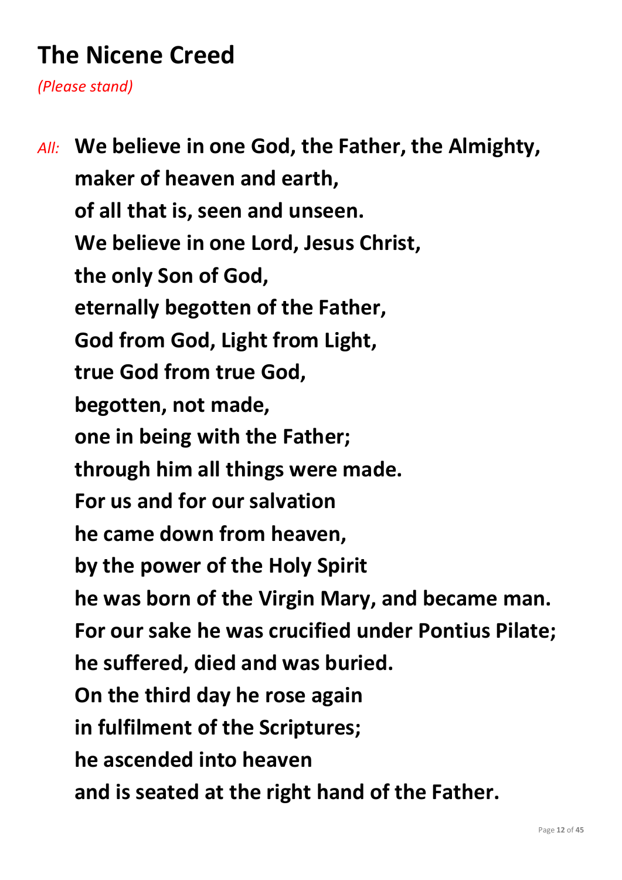# The Nicene Creed

*(Please stand)*

*All:* **We believe in one God, the Father, the Almighty,**
**maker of heaven and earth,**
**of all that is, seen and unseen.**
**We believe in one Lord, Jesus Christ,**
**the only Son of God,**
**eternally begotten of the Father,**
**God from God, Light from Light,**
**true God from true God,**
**begotten, not made,**
**one in being with the Father;**
**through him all things were made.**
**For us and for our salvation**
**he came down from heaven,**
**by the power of the Holy Spirit**
**he was born of the Virgin Mary, and became man.**
**For our sake he was crucified under Pontius Pilate;**
**he suffered, died and was buried.**
**On the third day he rose again**
**in fulfilment of the Scriptures;**
**he ascended into heaven**
**and is seated at the right hand of the Father.**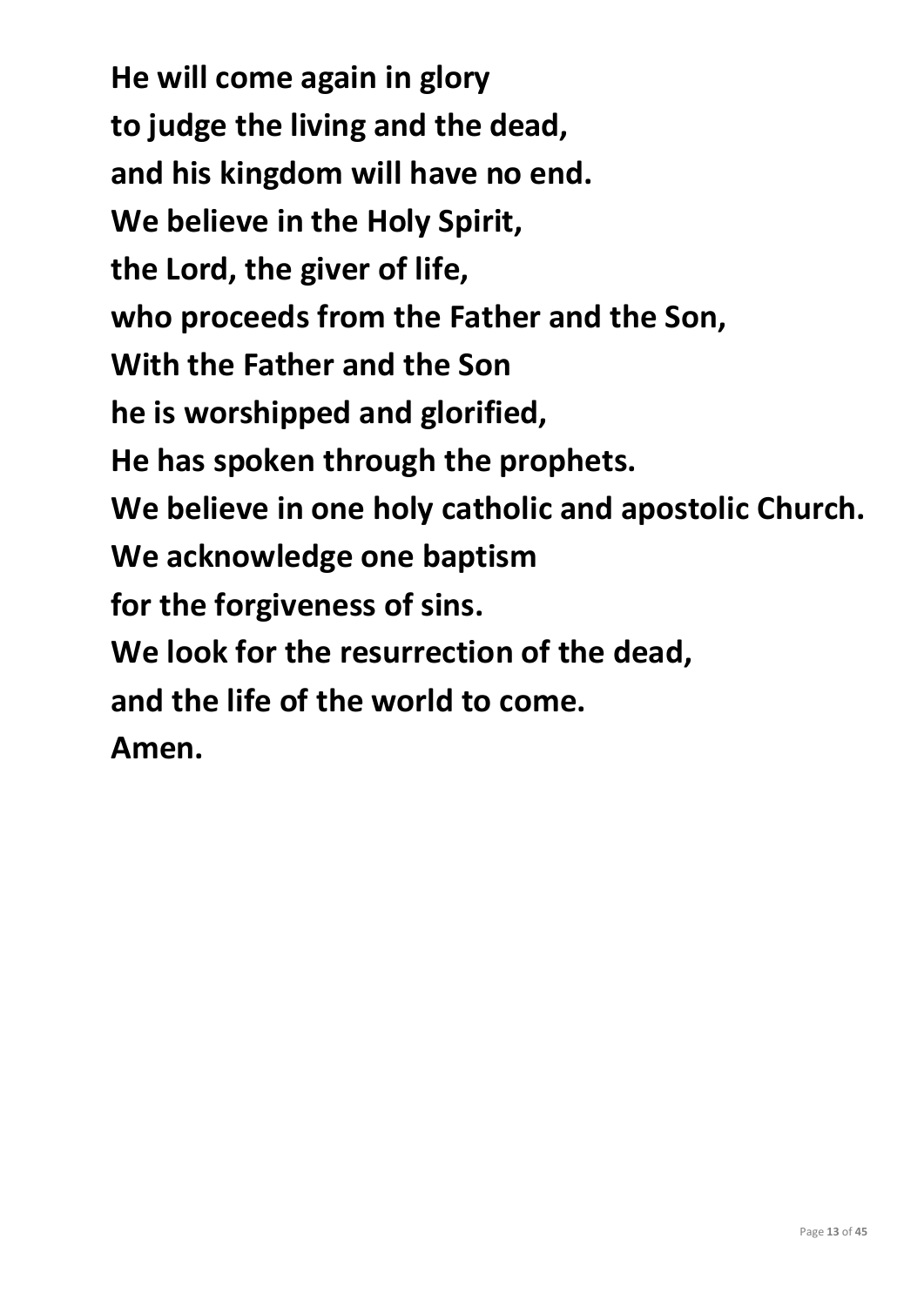**He will come again in glory**
**to judge the living and the dead,**
**and his kingdom will have no end.**
**We believe in the Holy Spirit,**
**the Lord, the giver of life,**
**who proceeds from the Father and the Son,**
**With the Father and the Son**
**he is worshipped and glorified,**
**He has spoken through the prophets.**
**We believe in one holy catholic and apostolic Church.**
**We acknowledge one baptism**
**for the forgiveness of sins.**
**We look for the resurrection of the dead,**
**and the life of the world to come.**
**Amen.**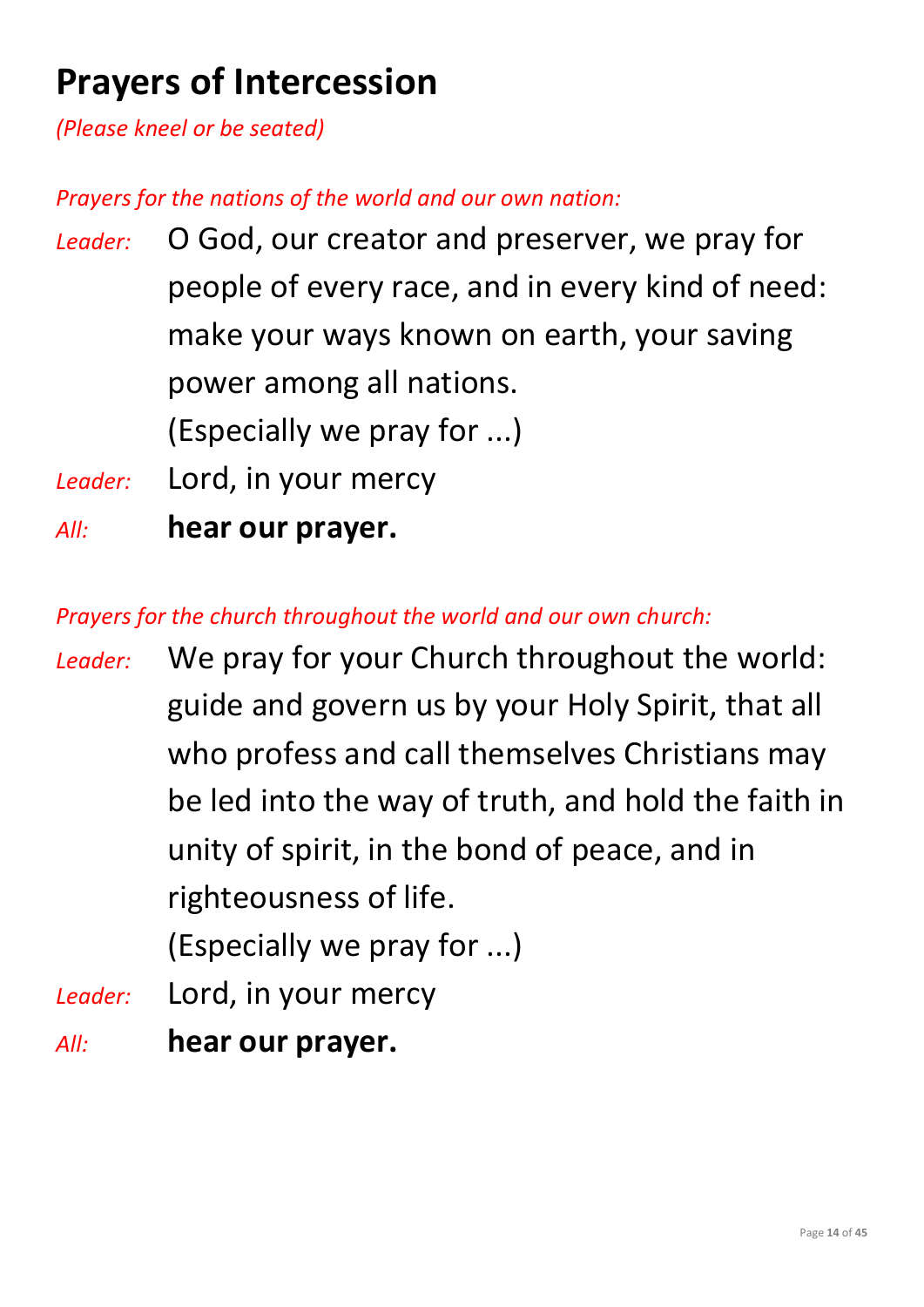# Prayers of Intercession

*(Please kneel or be seated)*

*Prayers for the nations of the world and our own nation:*

*Leader:* O God, our creator and preserver, we pray for people of every race, and in every kind of need: make your ways known on earth, your saving power among all nations.
(Especially we pray for ...)

*Leader:* Lord, in your mercy

*All:* **hear our prayer.**

*Prayers for the church throughout the world and our own church:*

*Leader:* We pray for your Church throughout the world: guide and govern us by your Holy Spirit, that all who profess and call themselves Christians may be led into the way of truth, and hold the faith in unity of spirit, in the bond of peace, and in righteousness of life.
(Especially we pray for ...)

*Leader:* Lord, in your mercy

*All:* **hear our prayer.**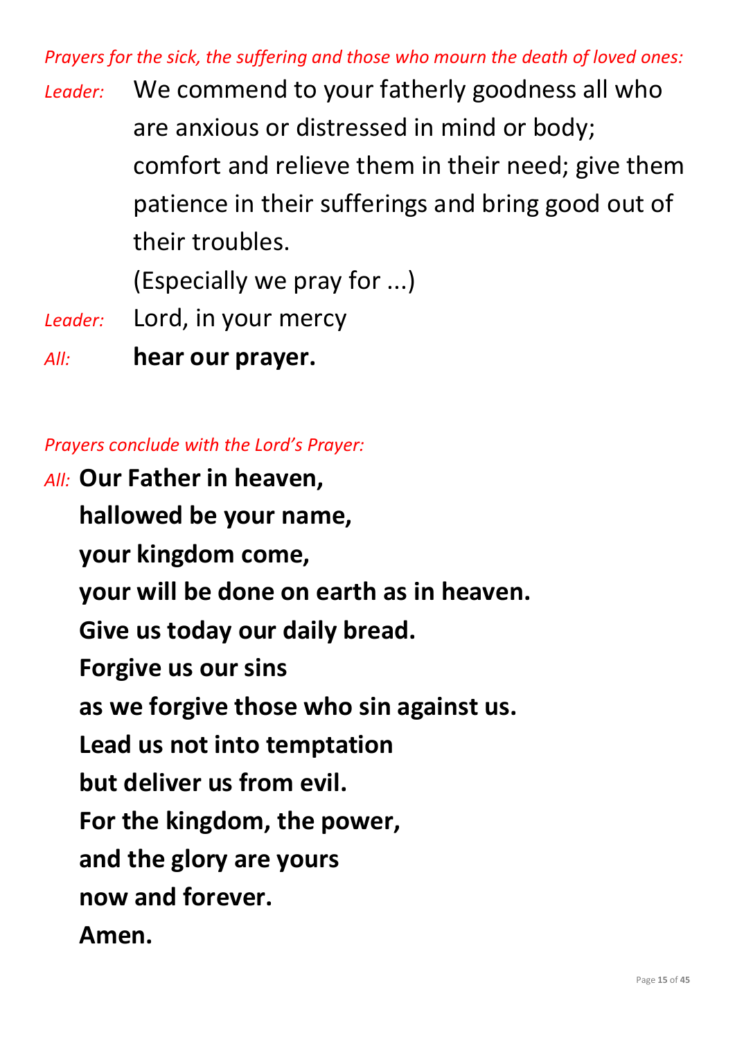*Prayers for the sick, the suffering and those who mourn the death of loved ones:*

*Leader:* We commend to your fatherly goodness all who are anxious or distressed in mind or body; comfort and relieve them in their need; give them patience in their sufferings and bring good out of their troubles.

(Especially we pray for ...)

*Leader:* Lord, in your mercy

*All:* **hear our prayer.**

*Prayers conclude with the Lord's Prayer:*

*All:* **Our Father in heaven,**
**hallowed be your name,**
**your kingdom come,**
**your will be done on earth as in heaven.**
**Give us today our daily bread.**
**Forgive us our sins**
**as we forgive those who sin against us.**
**Lead us not into temptation**
**but deliver us from evil.**
**For the kingdom, the power,**
**and the glory are yours**
**now and forever.**
**Amen.**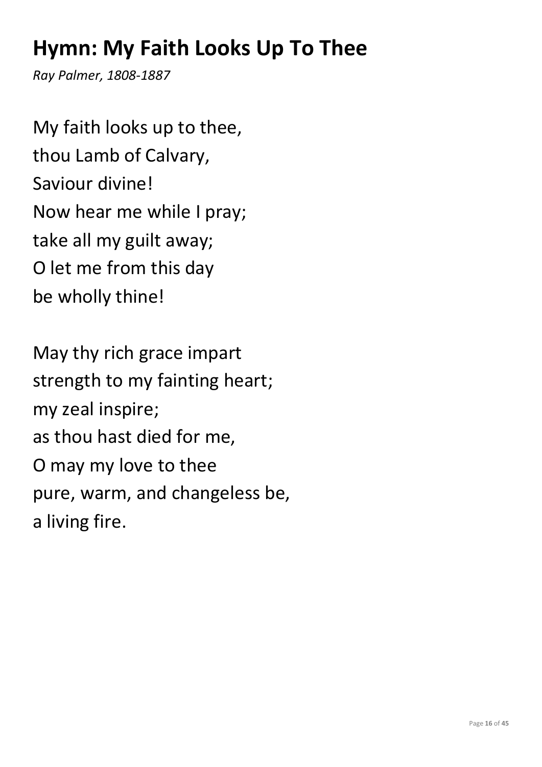# Hymn: My Faith Looks Up To Thee

*Ray Palmer, 1808-1887*

My faith looks up to thee,  
thou Lamb of Calvary,  
Saviour divine!  
Now hear me while I pray;  
take all my guilt away;  
O let me from this day  
be wholly thine!

May thy rich grace impart  
strength to my fainting heart;  
my zeal inspire;  
as thou hast died for me,  
O may my love to thee  
pure, warm, and changeless be,  
a living fire.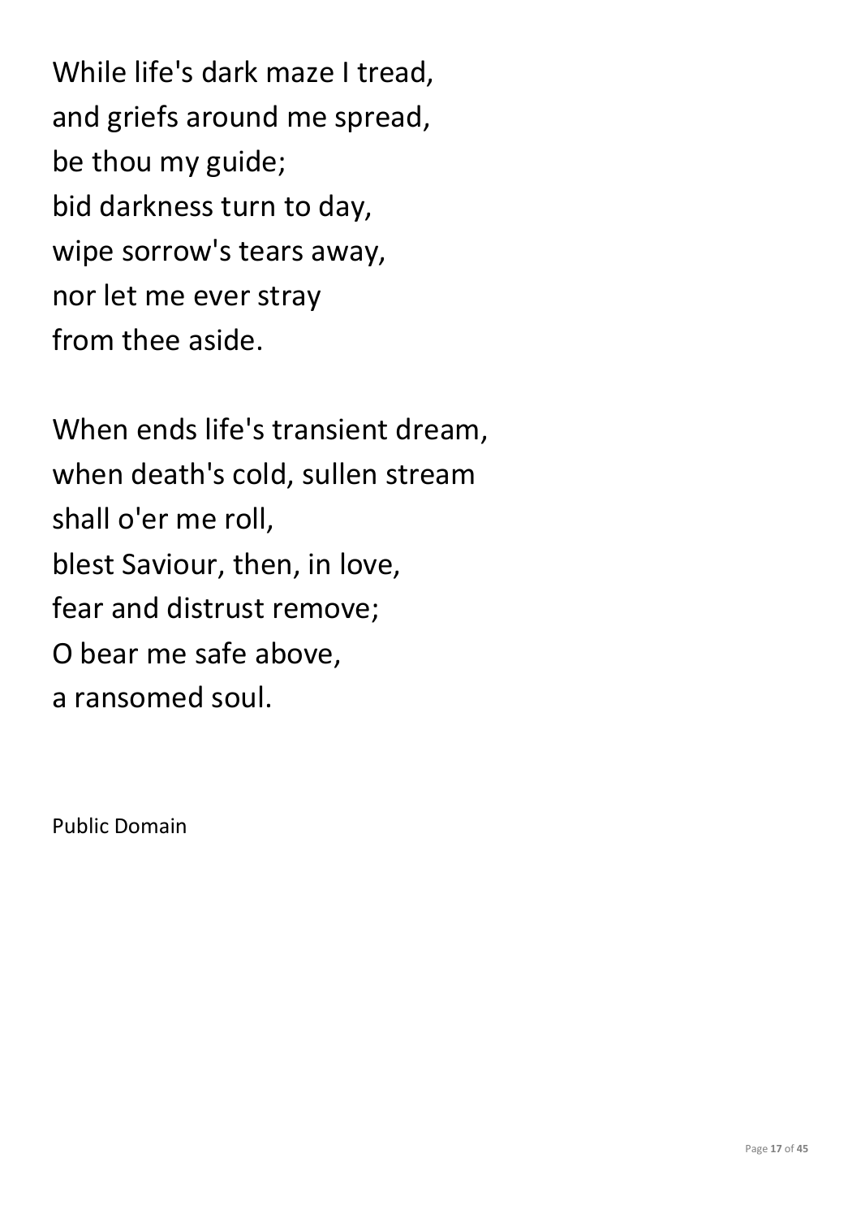While life's dark maze I tread,
and griefs around me spread,
be thou my guide;
bid darkness turn to day,
wipe sorrow's tears away,
nor let me ever stray
from thee aside.

When ends life's transient dream,
when death's cold, sullen stream
shall o'er me roll,
blest Saviour, then, in love,
fear and distrust remove;
O bear me safe above,
a ransomed soul.

Public Domain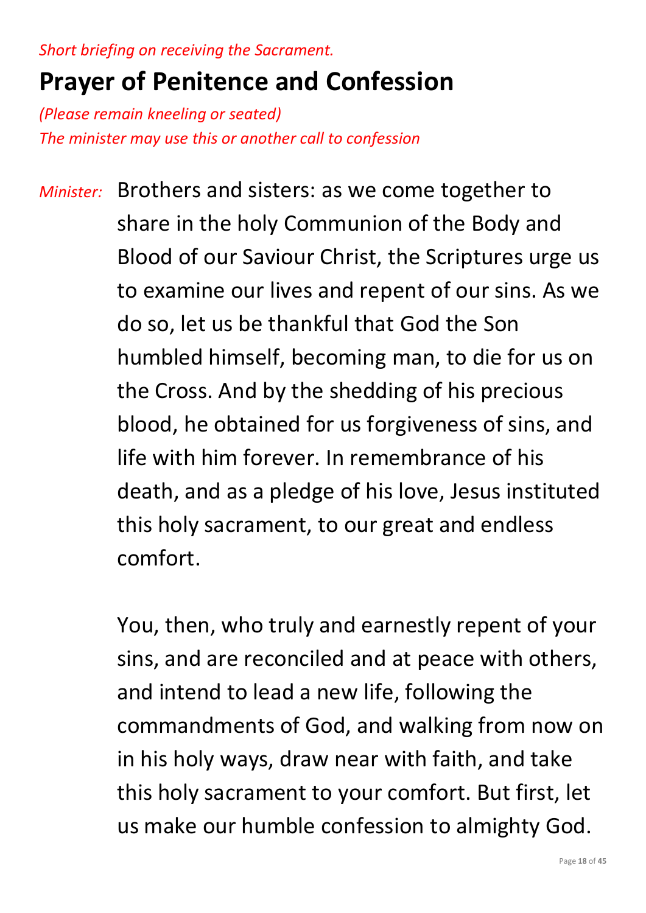*Short briefing on receiving the Sacrament.*

# Prayer of Penitence and Confession

*(Please remain kneeling or seated)*
*The minister may use this or another call to confession*

*Minister:* Brothers and sisters: as we come together to share in the holy Communion of the Body and Blood of our Saviour Christ, the Scriptures urge us to examine our lives and repent of our sins. As we do so, let us be thankful that God the Son humbled himself, becoming man, to die for us on the Cross. And by the shedding of his precious blood, he obtained for us forgiveness of sins, and life with him forever. In remembrance of his death, and as a pledge of his love, Jesus instituted this holy sacrament, to our great and endless comfort.

You, then, who truly and earnestly repent of your sins, and are reconciled and at peace with others, and intend to lead a new life, following the commandments of God, and walking from now on in his holy ways, draw near with faith, and take this holy sacrament to your comfort. But first, let us make our humble confession to almighty God.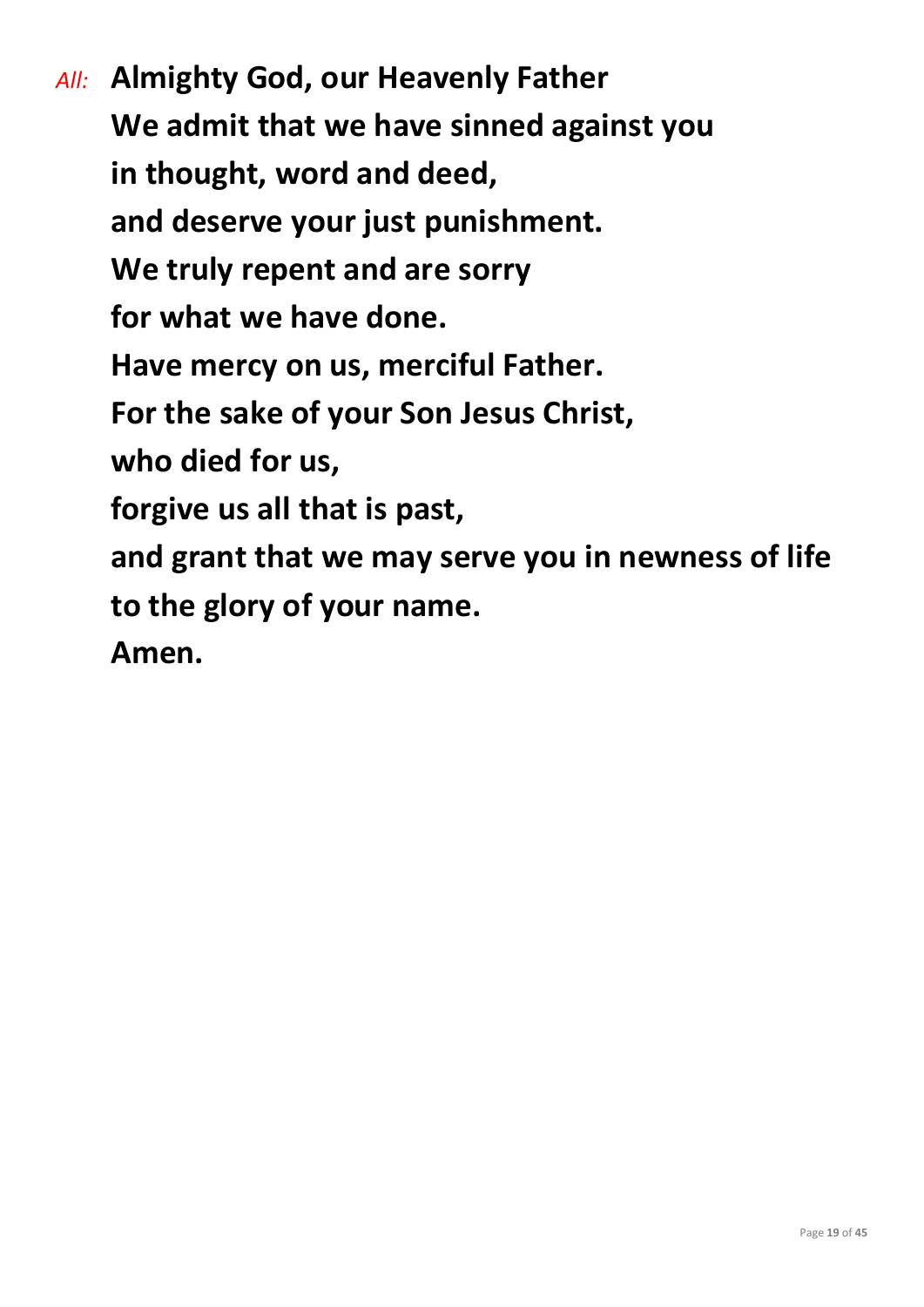*All:* **Almighty God, our Heavenly Father**
**We admit that we have sinned against you**
**in thought, word and deed,**
**and deserve your just punishment.**
**We truly repent and are sorry**
**for what we have done.**
**Have mercy on us, merciful Father.**
**For the sake of your Son Jesus Christ,**
**who died for us,**
**forgive us all that is past,**
**and grant that we may serve you in newness of life**
**to the glory of your name.**
**Amen.**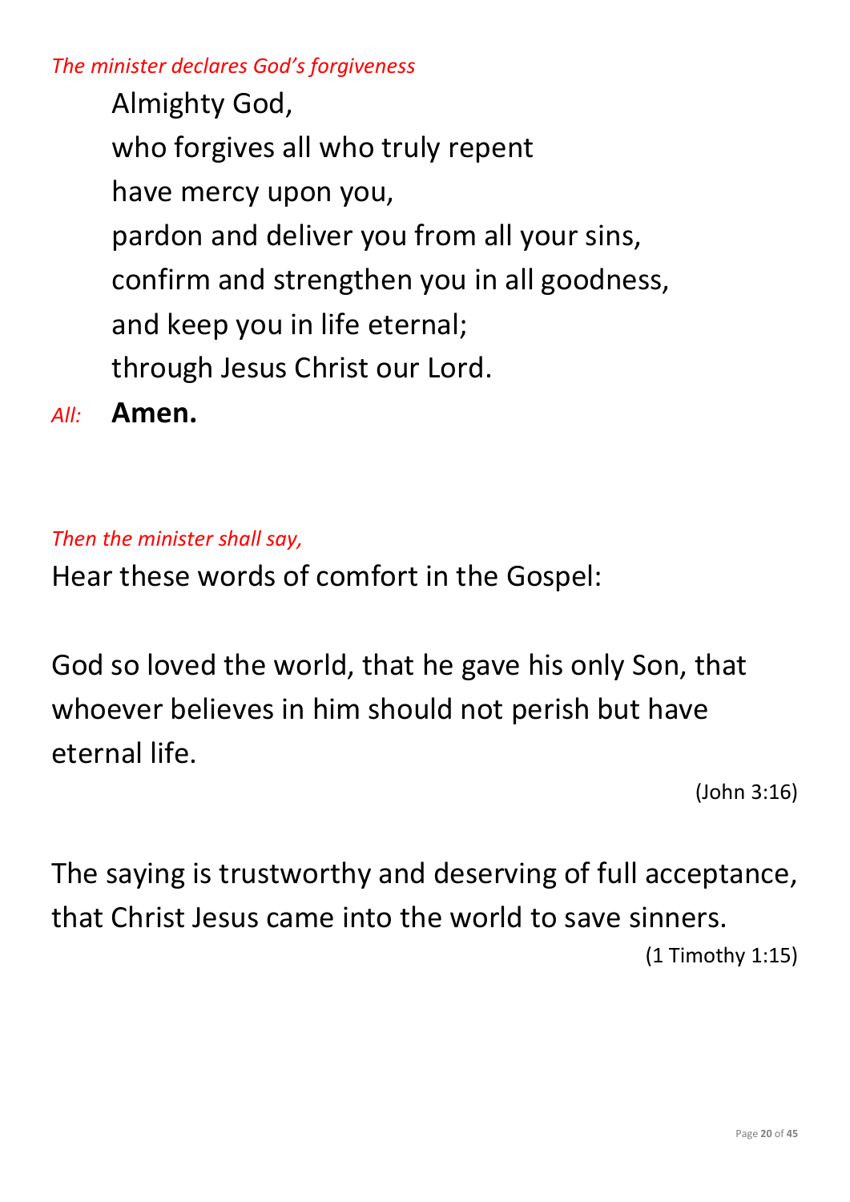*The minister declares God's forgiveness*

Almighty God,
who forgives all who truly repent
have mercy upon you,
pardon and deliver you from all your sins,
confirm and strengthen you in all goodness,
and keep you in life eternal;
through Jesus Christ our Lord.

*All:* **Amen.**

*Then the minister shall say,*

Hear these words of comfort in the Gospel:

God so loved the world, that he gave his only Son, that whoever believes in him should not perish but have eternal life.

(John 3:16)

The saying is trustworthy and deserving of full acceptance, that Christ Jesus came into the world to save sinners.

(1 Timothy 1:15)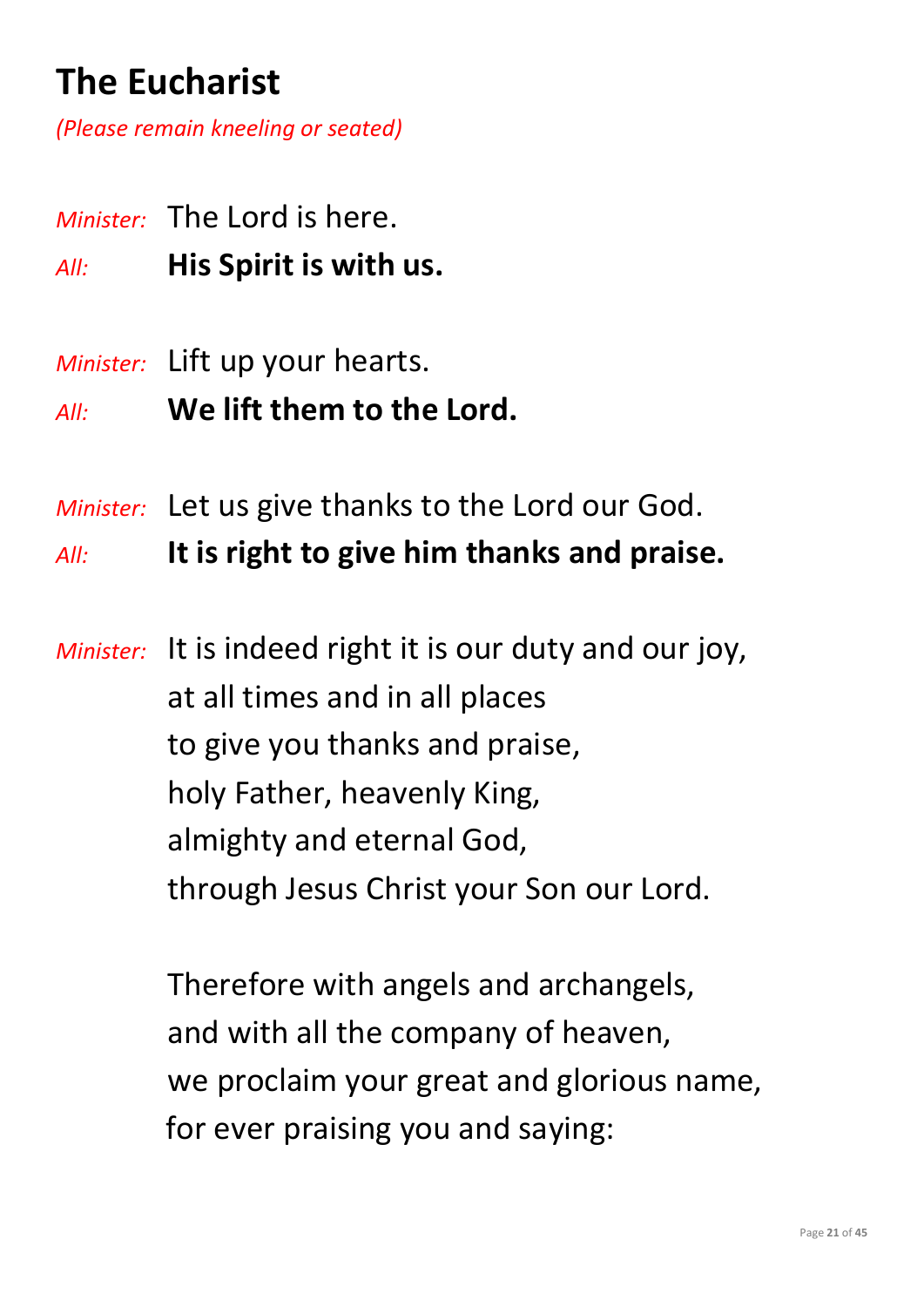## The Eucharist

*(Please remain kneeling or seated)*

*Minister:* The Lord is here.
*All:* **His Spirit is with us.**

*Minister:* Lift up your hearts.
*All:* **We lift them to the Lord.**

*Minister:* Let us give thanks to the Lord our God.
*All:* **It is right to give him thanks and praise.**

*Minister:* It is indeed right it is our duty and our joy,
at all times and in all places
to give you thanks and praise,
holy Father, heavenly King,
almighty and eternal God,
through Jesus Christ your Son our Lord.

Therefore with angels and archangels,
and with all the company of heaven,
we proclaim your great and glorious name,
for ever praising you and saying: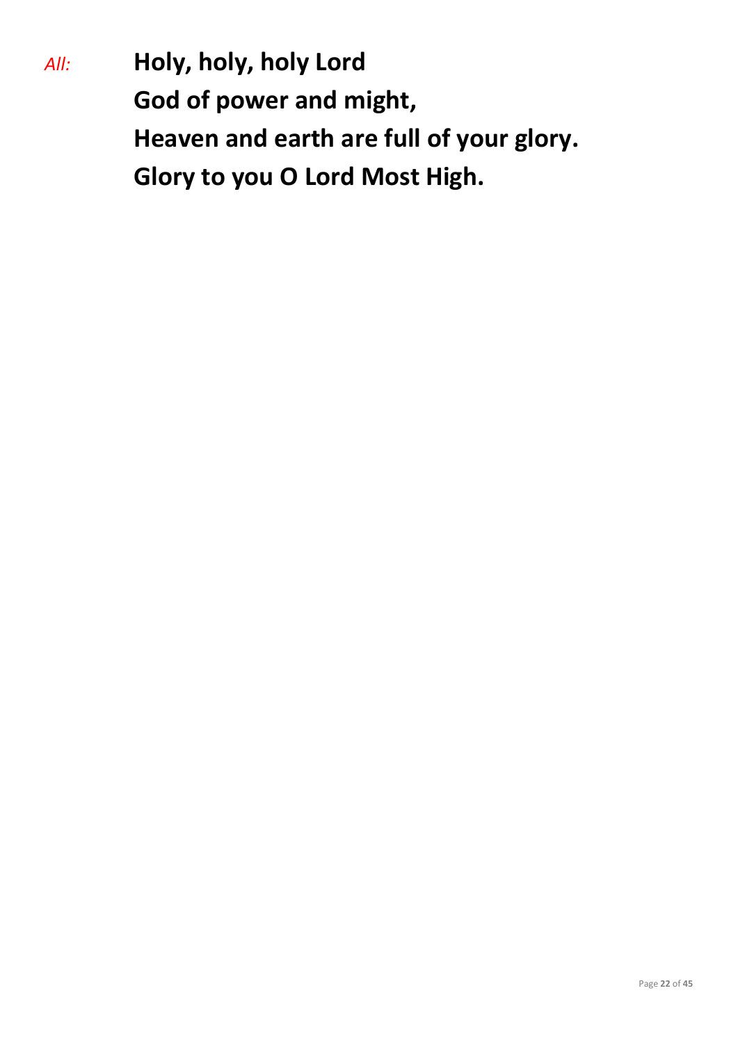*All:* **Holy, holy, holy Lord**
**God of power and might,**
**Heaven and earth are full of your glory.**
**Glory to you O Lord Most High.**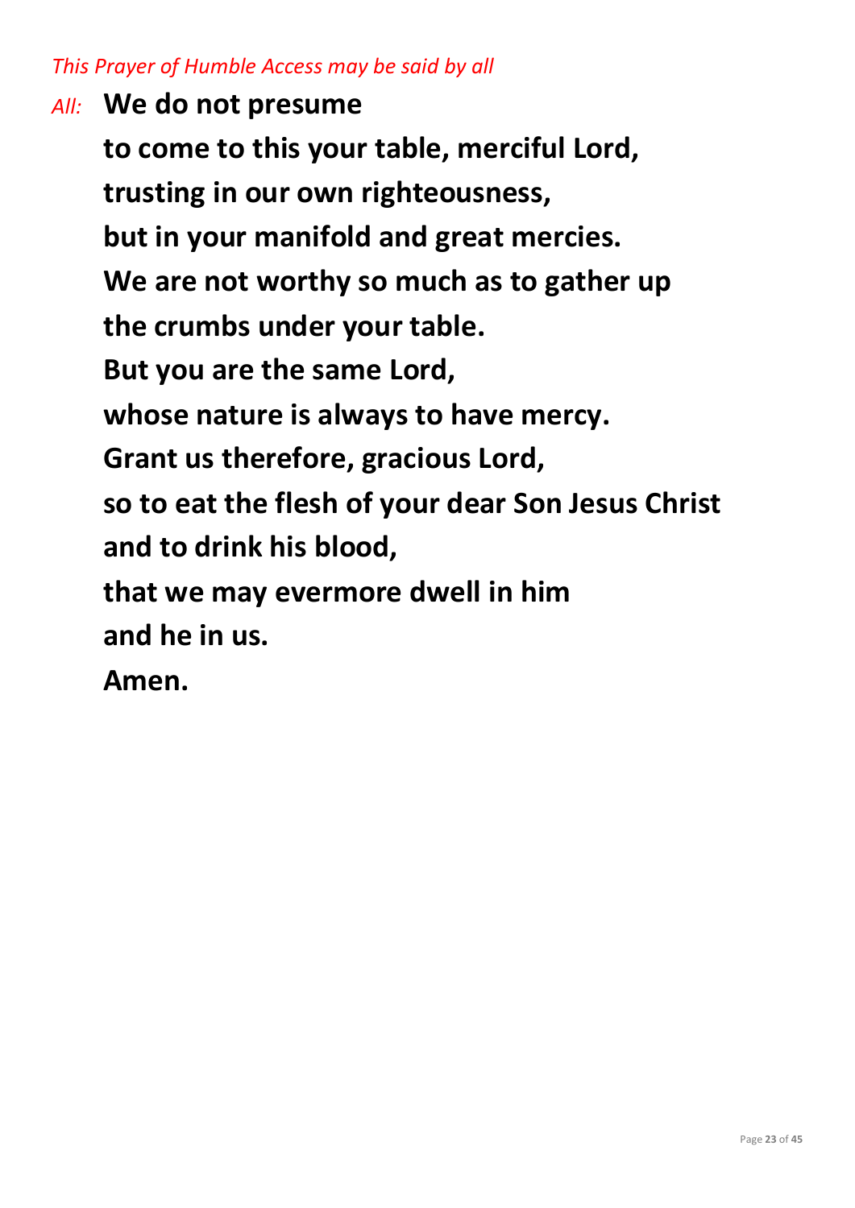*This Prayer of Humble Access may be said by all*

*All:* **We do not presume**
**to come to this your table, merciful Lord,**
**trusting in our own righteousness,**
**but in your manifold and great mercies.**
**We are not worthy so much as to gather up**
**the crumbs under your table.**
**But you are the same Lord,**
**whose nature is always to have mercy.**
**Grant us therefore, gracious Lord,**
**so to eat the flesh of your dear Son Jesus Christ**
**and to drink his blood,**
**that we may evermore dwell in him**
**and he in us.**
**Amen.**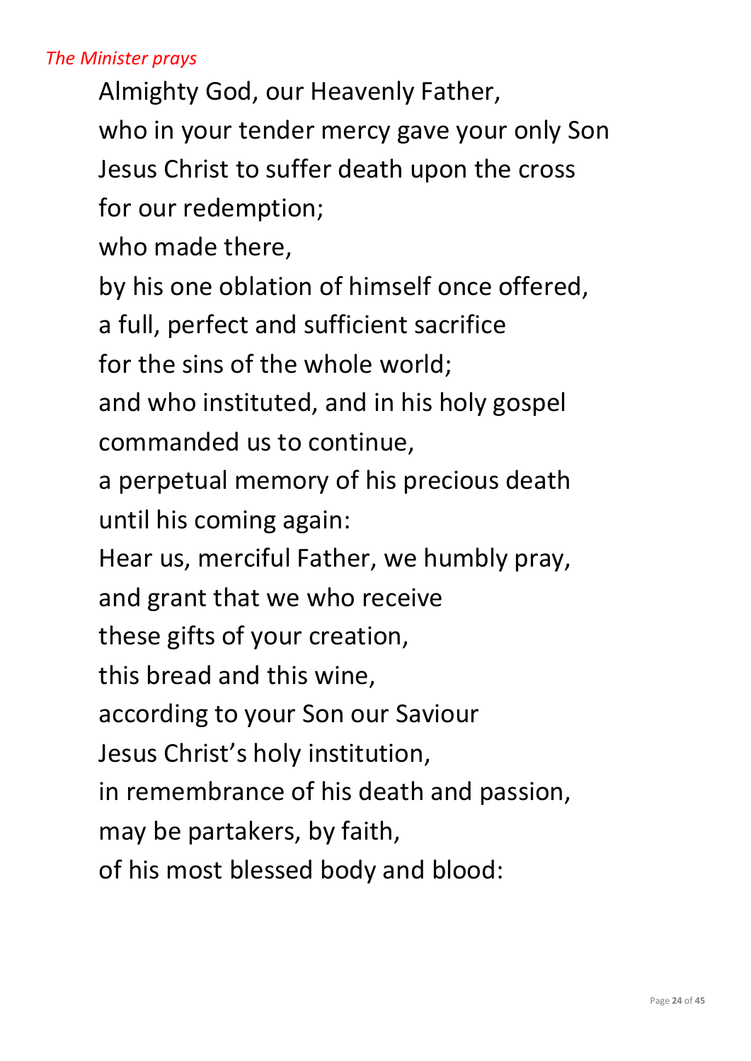*The Minister prays*

Almighty God, our Heavenly Father,  
who in your tender mercy gave your only Son  
Jesus Christ to suffer death upon the cross  
for our redemption;  
who made there,  
by his one oblation of himself once offered,  
a full, perfect and sufficient sacrifice  
for the sins of the whole world;  
and who instituted, and in his holy gospel  
commanded us to continue,  
a perpetual memory of his precious death  
until his coming again:  
Hear us, merciful Father, we humbly pray,  
and grant that we who receive  
these gifts of your creation,  
this bread and this wine,  
according to your Son our Saviour  
Jesus Christ's holy institution,  
in remembrance of his death and passion,  
may be partakers, by faith,  
of his most blessed body and blood: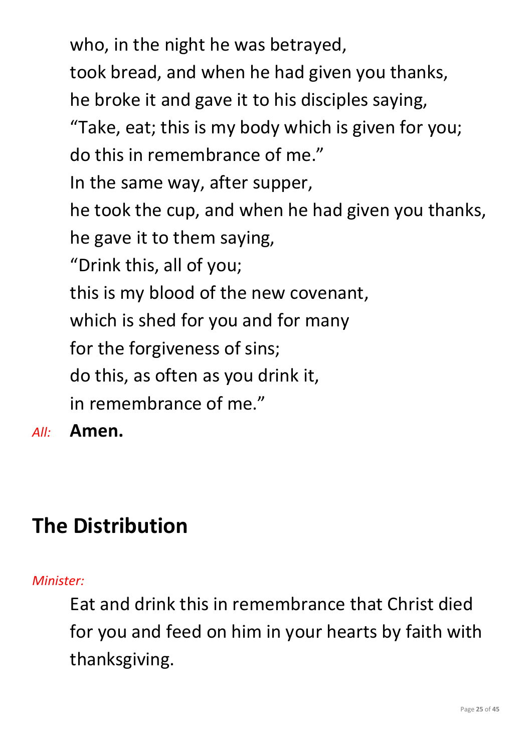who, in the night he was betrayed,  
took bread, and when he had given you thanks,  
he broke it and gave it to his disciples saying,  
“Take, eat; this is my body which is given for you;  
do this in remembrance of me.”  
In the same way, after supper,  
he took the cup, and when he had given you thanks,  
he gave it to them saying,  
“Drink this, all of you;  
this is my blood of the new covenant,  
which is shed for you and for many  
for the forgiveness of sins;  
do this, as often as you drink it,  
in remembrance of me.”

*All:* **Amen.**

## The Distribution

*Minister:*

Eat and drink this in remembrance that Christ died for you and feed on him in your hearts by faith with thanksgiving.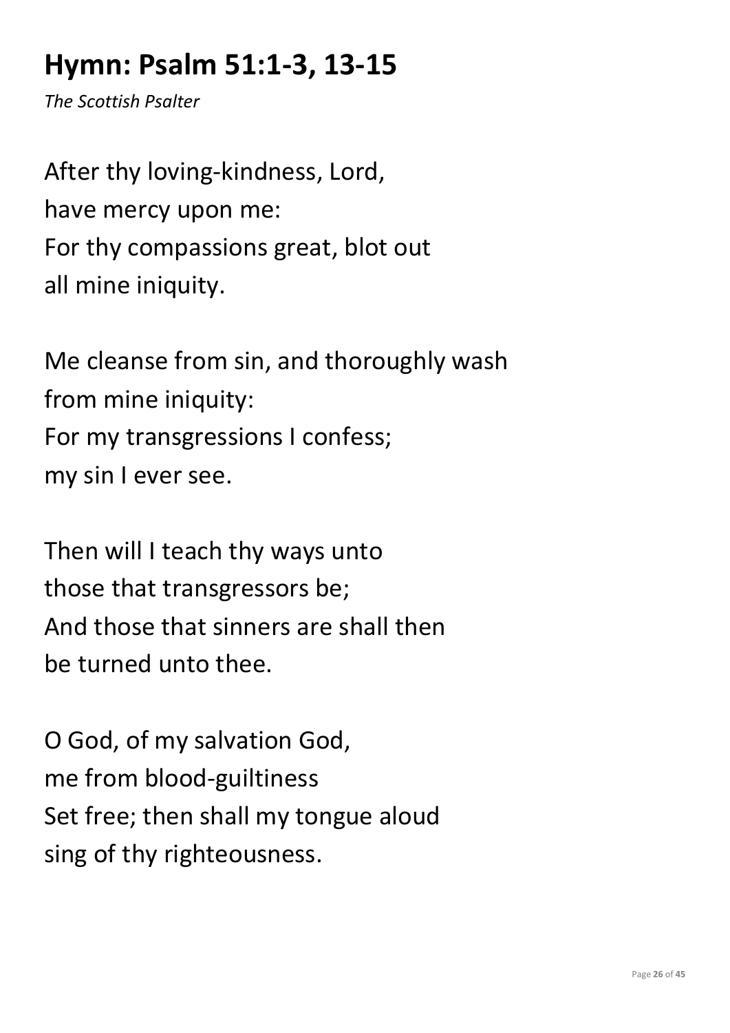## Hymn: Psalm 51:1-3, 13-15

*The Scottish Psalter*

After thy loving-kindness, Lord,  
have mercy upon me:  
For thy compassions great, blot out  
all mine iniquity.

Me cleanse from sin, and thoroughly wash  
from mine iniquity:  
For my transgressions I confess;  
my sin I ever see.

Then will I teach thy ways unto  
those that transgressors be;  
And those that sinners are shall then  
be turned unto thee.

O God, of my salvation God,  
me from blood-guiltiness  
Set free; then shall my tongue aloud  
sing of thy righteousness.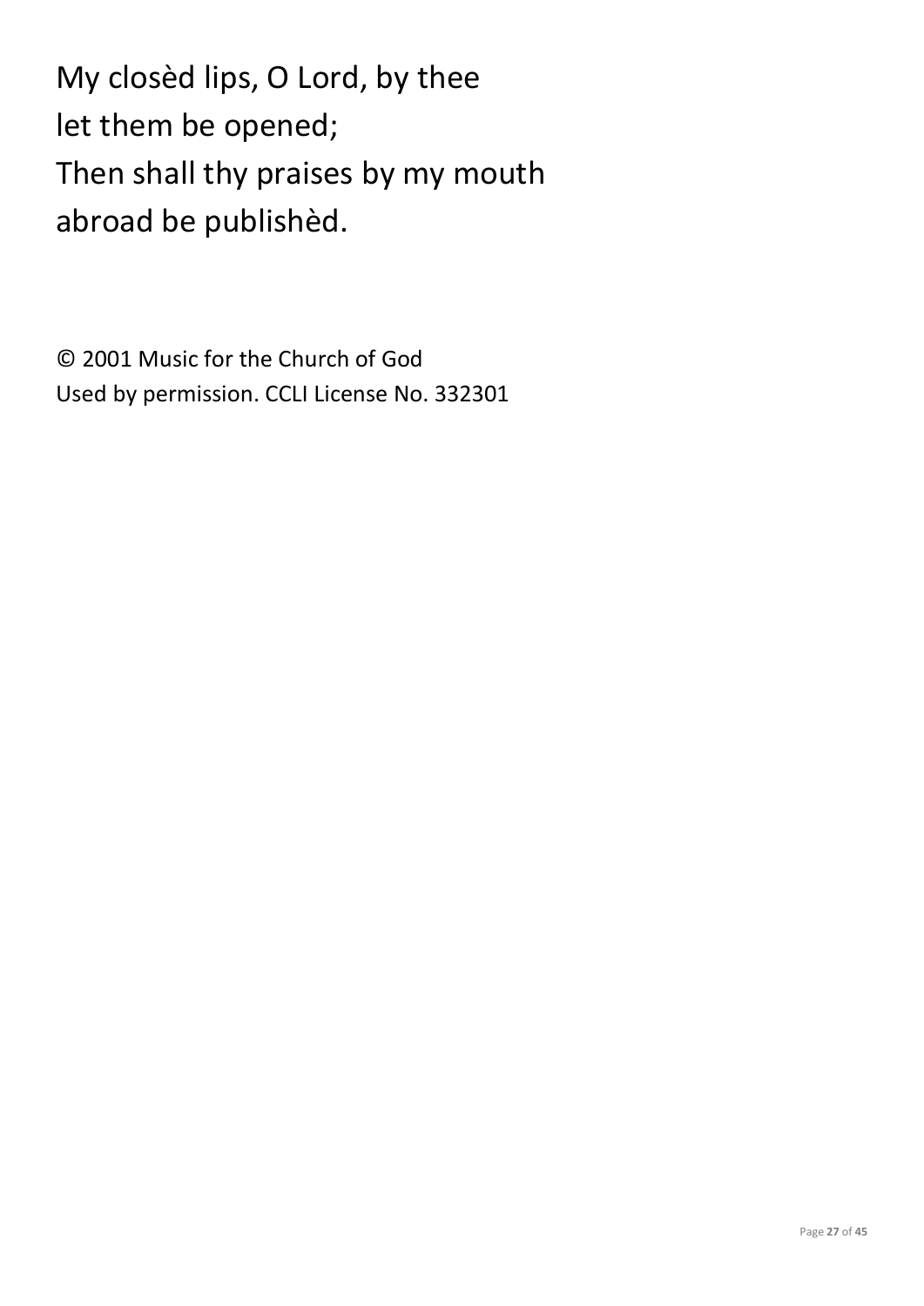My closèd lips, O Lord, by thee
let them be opened;
Then shall thy praises by my mouth
abroad be publishèd.

© 2001 Music for the Church of God
Used by permission. CCLI License No. 332301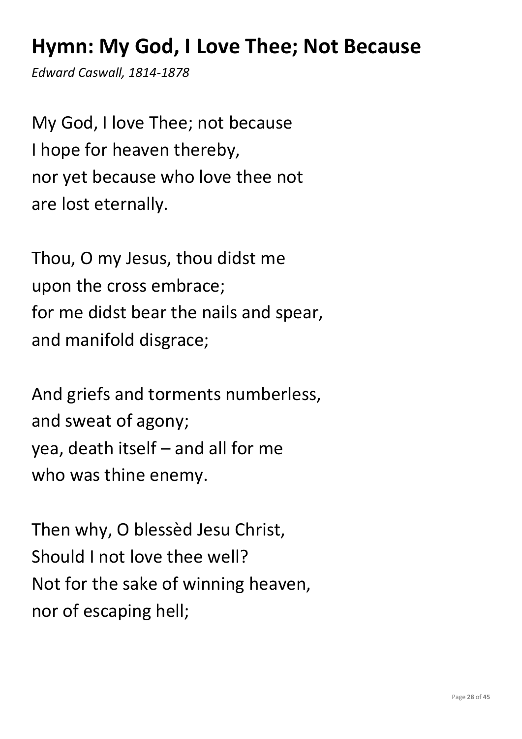## Hymn: My God, I Love Thee; Not Because

*Edward Caswall, 1814-1878*

My God, I love Thee; not because
I hope for heaven thereby,
nor yet because who love thee not
are lost eternally.

Thou, O my Jesus, thou didst me
upon the cross embrace;
for me didst bear the nails and spear,
and manifold disgrace;

And griefs and torments numberless,
and sweat of agony;
yea, death itself – and all for me
who was thine enemy.

Then why, O blessèd Jesu Christ,
Should I not love thee well?
Not for the sake of winning heaven,
nor of escaping hell;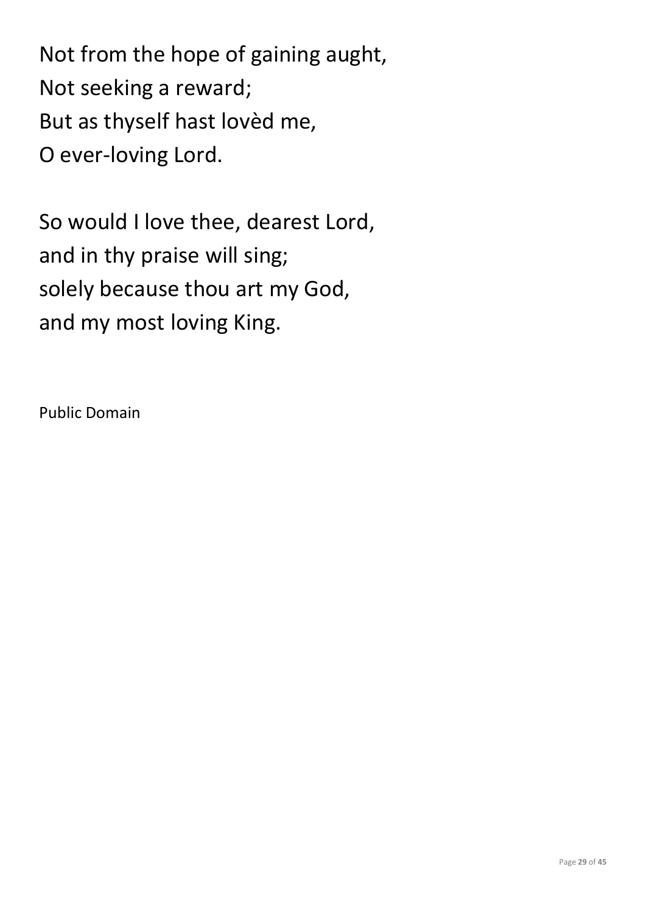Not from the hope of gaining aught,
Not seeking a reward;
But as thyself hast lovèd me,
O ever-loving Lord.

So would I love thee, dearest Lord,
and in thy praise will sing;
solely because thou art my God,
and my most loving King.

Public Domain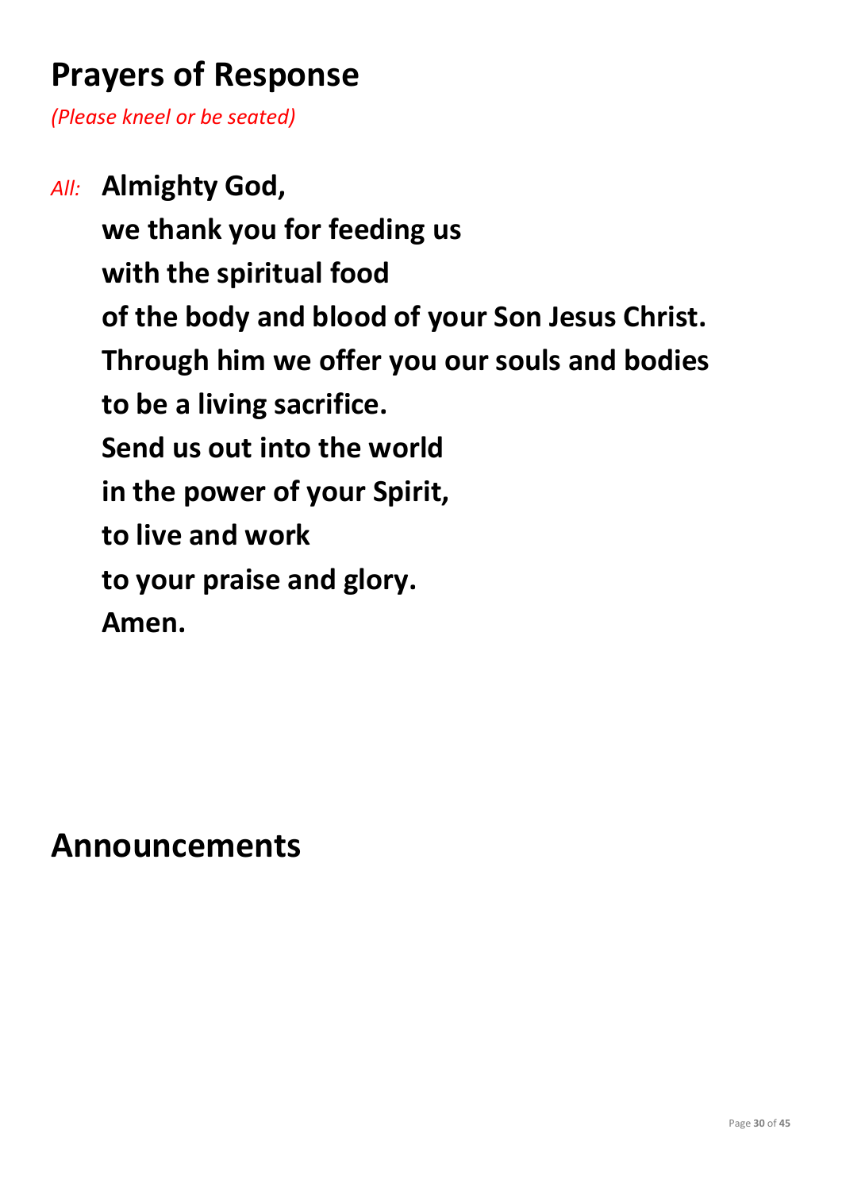## Prayers of Response

*(Please kneel or be seated)*

*All:* **Almighty God,**
**we thank you for feeding us**
**with the spiritual food**
**of the body and blood of your Son Jesus Christ.**
**Through him we offer you our souls and bodies**
**to be a living sacrifice.**
**Send us out into the world**
**in the power of your Spirit,**
**to live and work**
**to your praise and glory.**
**Amen.**

## Announcements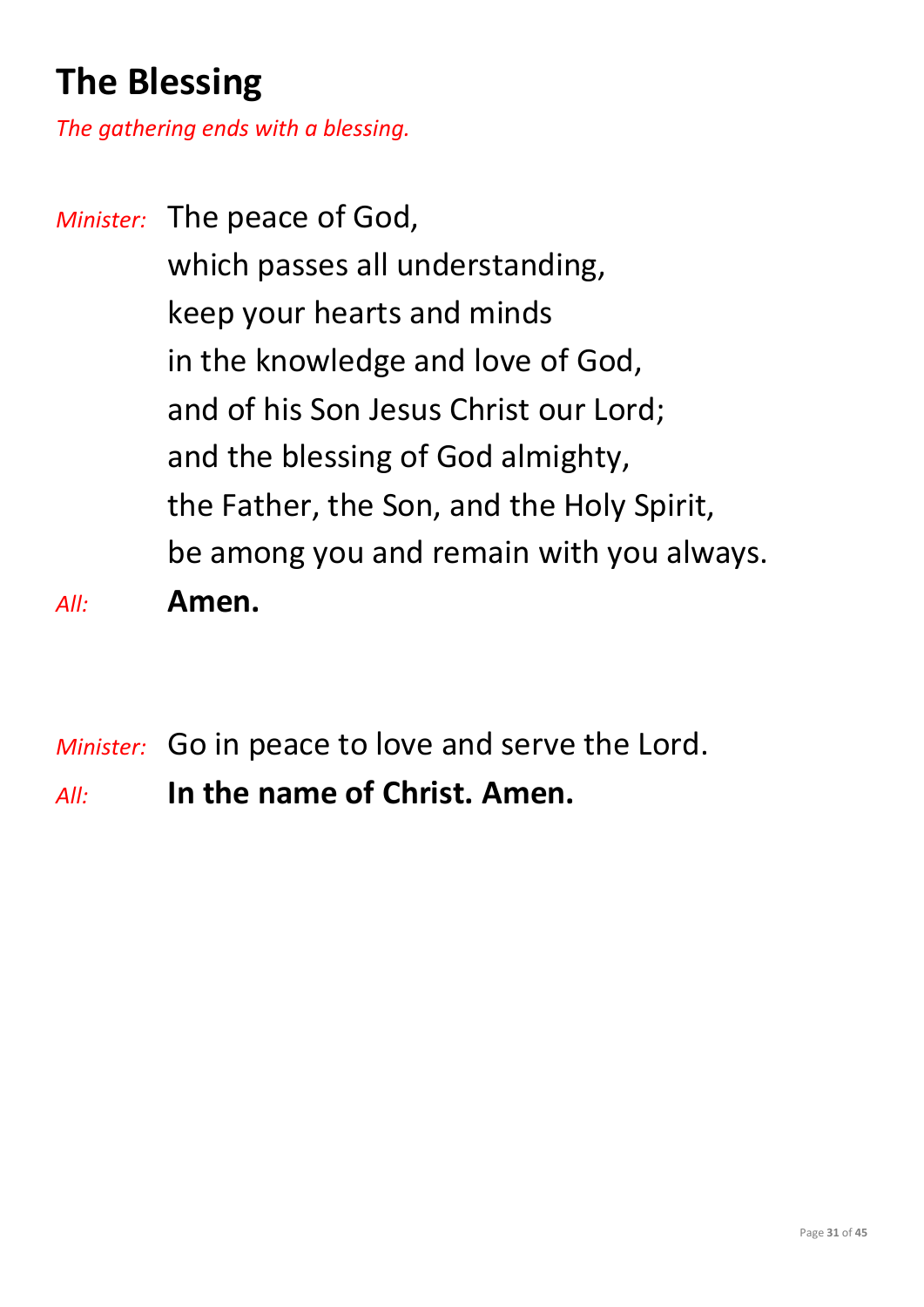# The Blessing

*The gathering ends with a blessing.*

*Minister:* The peace of God,
which passes all understanding,
keep your hearts and minds
in the knowledge and love of God,
and of his Son Jesus Christ our Lord;
and the blessing of God almighty,
the Father, the Son, and the Holy Spirit,
be among you and remain with you always.

*All:* **Amen.**

*Minister:* Go in peace to love and serve the Lord.

*All:* **In the name of Christ. Amen.**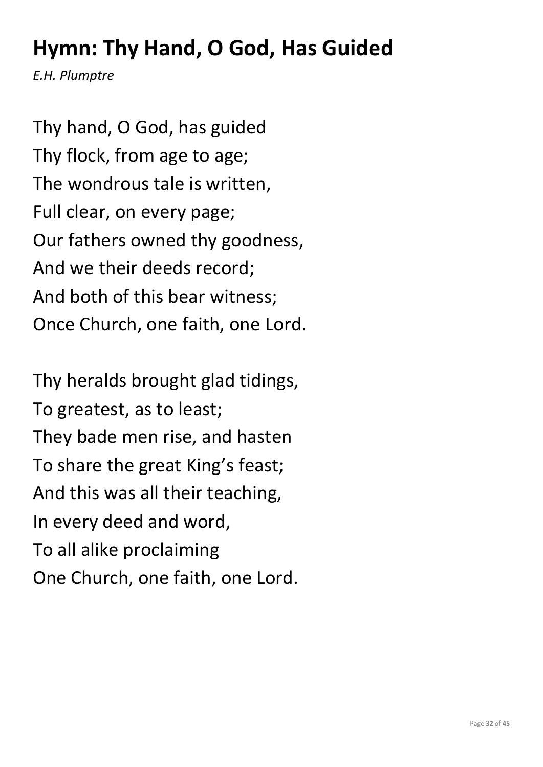# Hymn: Thy Hand, O God, Has Guided

*E.H. Plumptre*

Thy hand, O God, has guided  
Thy flock, from age to age;  
The wondrous tale is written,  
Full clear, on every page;  
Our fathers owned thy goodness,  
And we their deeds record;  
And both of this bear witness;  
Once Church, one faith, one Lord.

Thy heralds brought glad tidings,  
To greatest, as to least;  
They bade men rise, and hasten  
To share the great King's feast;  
And this was all their teaching,  
In every deed and word,  
To all alike proclaiming  
One Church, one faith, one Lord.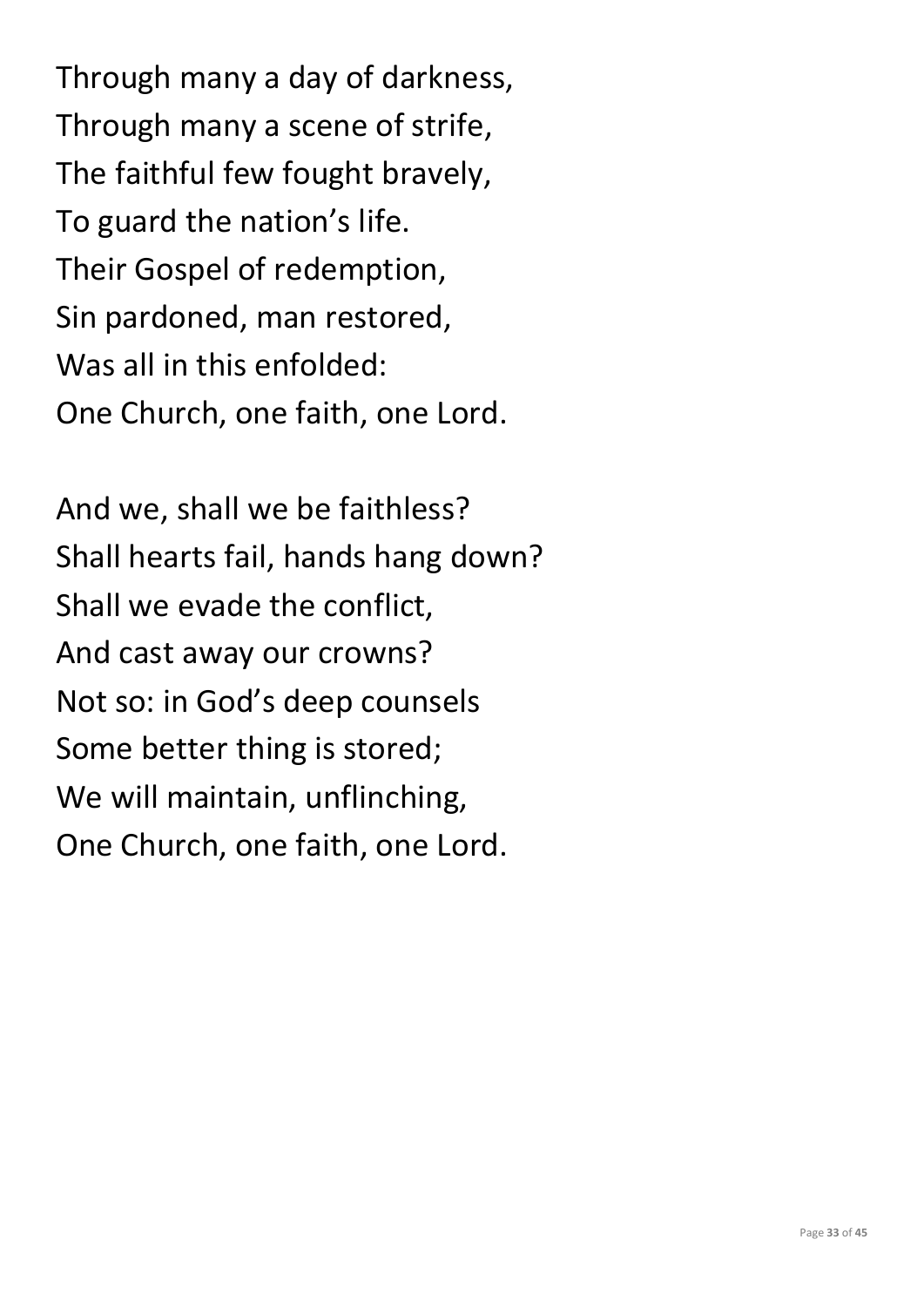Through many a day of darkness,
Through many a scene of strife,
The faithful few fought bravely,
To guard the nation's life.
Their Gospel of redemption,
Sin pardoned, man restored,
Was all in this enfolded:
One Church, one faith, one Lord.

And we, shall we be faithless?
Shall hearts fail, hands hang down?
Shall we evade the conflict,
And cast away our crowns?
Not so: in God's deep counsels
Some better thing is stored;
We will maintain, unflinching,
One Church, one faith, one Lord.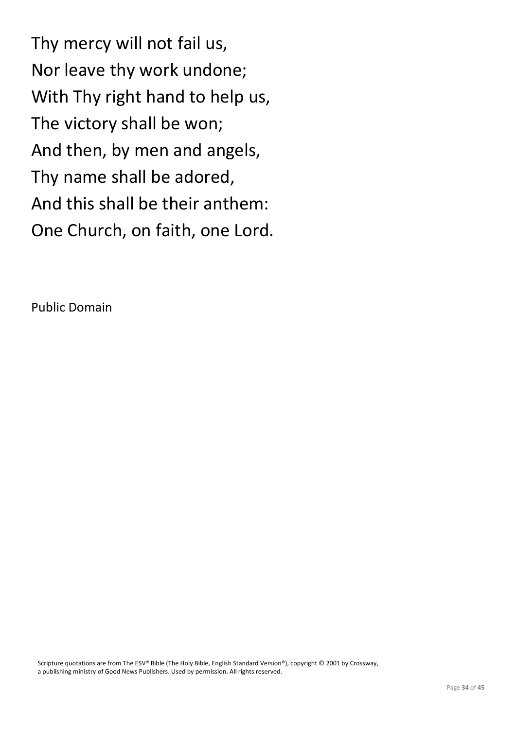Thy mercy will not fail us,
Nor leave thy work undone;
With Thy right hand to help us,
The victory shall be won;
And then, by men and angels,
Thy name shall be adored,
And this shall be their anthem:
One Church, on faith, one Lord.

Public Domain

Scripture quotations are from The ESV® Bible (The Holy Bible, English Standard Version®), copyright © 2001 by Crossway, a publishing ministry of Good News Publishers. Used by permission. All rights reserved.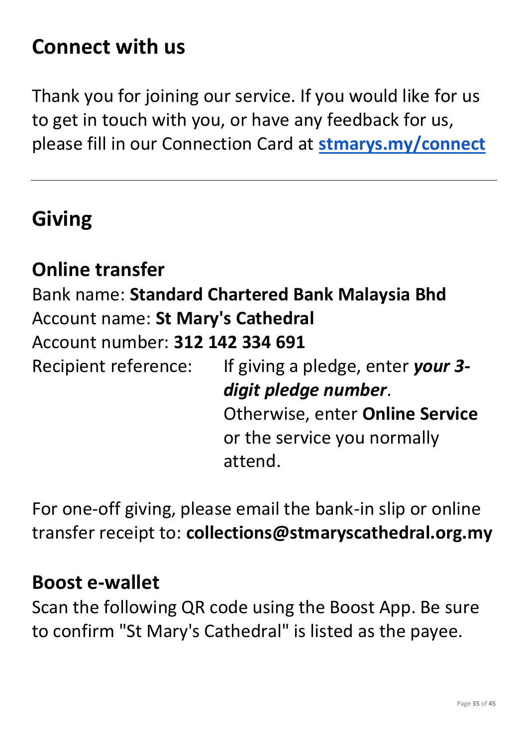# Connect with us

Thank you for joining our service. If you would like for us to get in touch with you, or have any feedback for us, please fill in our Connection Card at **[stmarys.my/connect](stmarys.my/connect)**

---

# Giving

## Online transfer

Bank name: **Standard Chartered Bank Malaysia Bhd**
Account name: **St Mary's Cathedral**
Account number: **312 142 334 691**
Recipient reference: If giving a pledge, enter ***your 3-digit pledge number***. Otherwise, enter **Online Service** or the service you normally attend.

For one-off giving, please email the bank-in slip or online transfer receipt to: **collections@stmaryscathedral.org.my**

## Boost e-wallet

Scan the following QR code using the Boost App. Be sure to confirm "St Mary's Cathedral" is listed as the payee.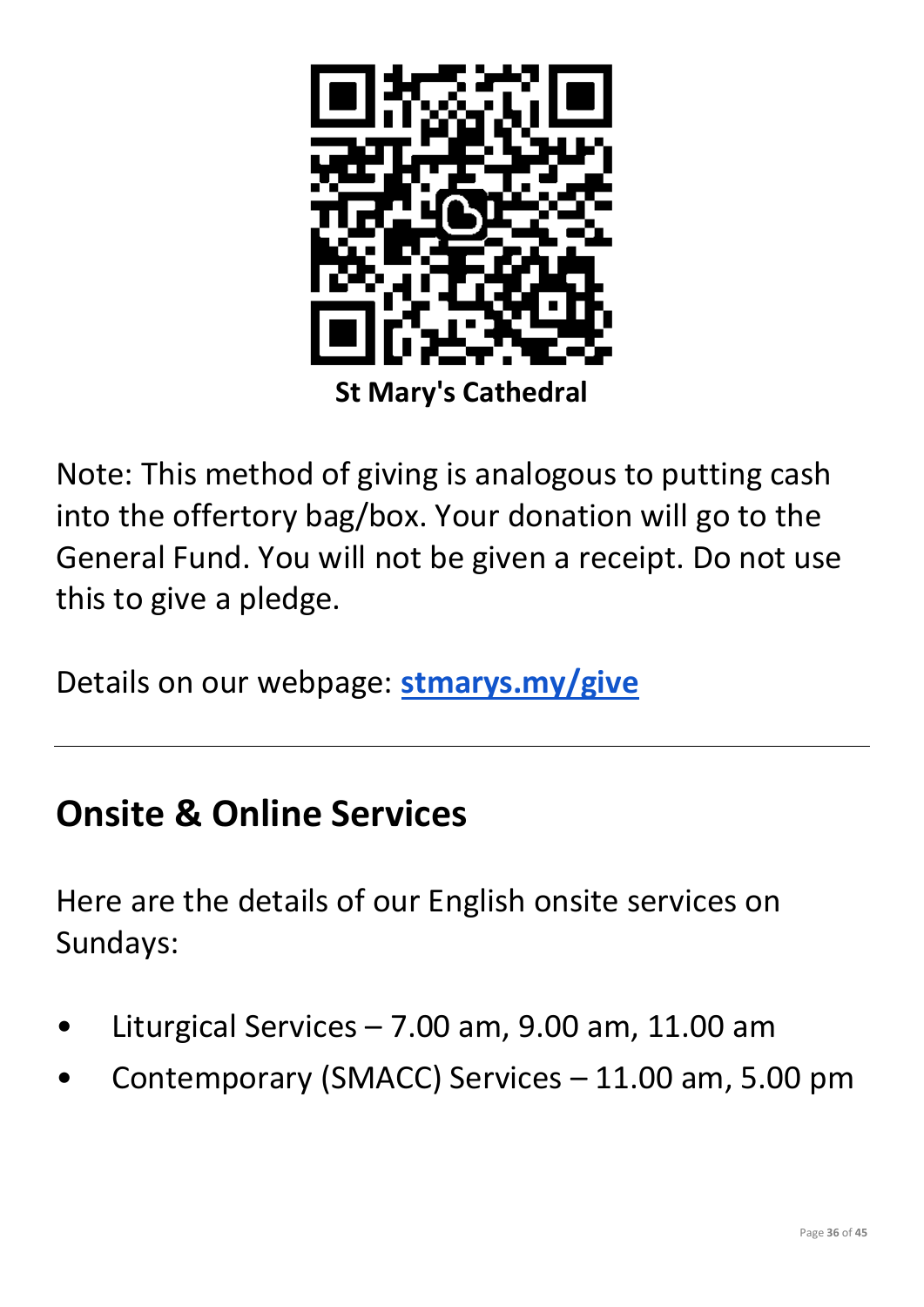**St Mary's Cathedral**

Note: This method of giving is analogous to putting cash into the offertory bag/box. Your donation will go to the General Fund. You will not be given a receipt. Do not use this to give a pledge.

Details on our webpage: **[stmarys.my/give](stmarys.my/give)**

---

## Onsite & Online Services

Here are the details of our English onsite services on Sundays:

- Liturgical Services – 7.00 am, 9.00 am, 11.00 am
- Contemporary (SMACC) Services – 11.00 am, 5.00 pm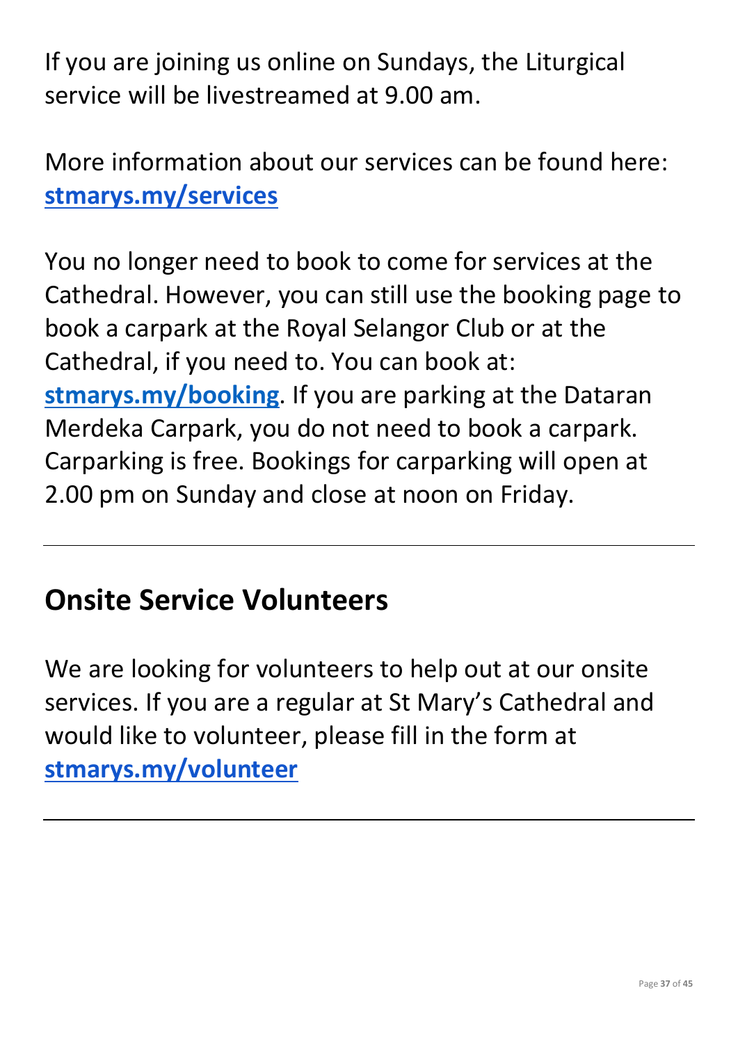If you are joining us online on Sundays, the Liturgical service will be livestreamed at 9.00 am.

More information about our services can be found here: **stmarys.my/services**

You no longer need to book to come for services at the Cathedral. However, you can still use the booking page to book a carpark at the Royal Selangor Club or at the Cathedral, if you need to. You can book at: **stmarys.my/booking**. If you are parking at the Dataran Merdeka Carpark, you do not need to book a carpark. Carparking is free. Bookings for carparking will open at 2.00 pm on Sunday and close at noon on Friday.

---

## Onsite Service Volunteers

We are looking for volunteers to help out at our onsite services. If you are a regular at St Mary's Cathedral and would like to volunteer, please fill in the form at **stmarys.my/volunteer**

---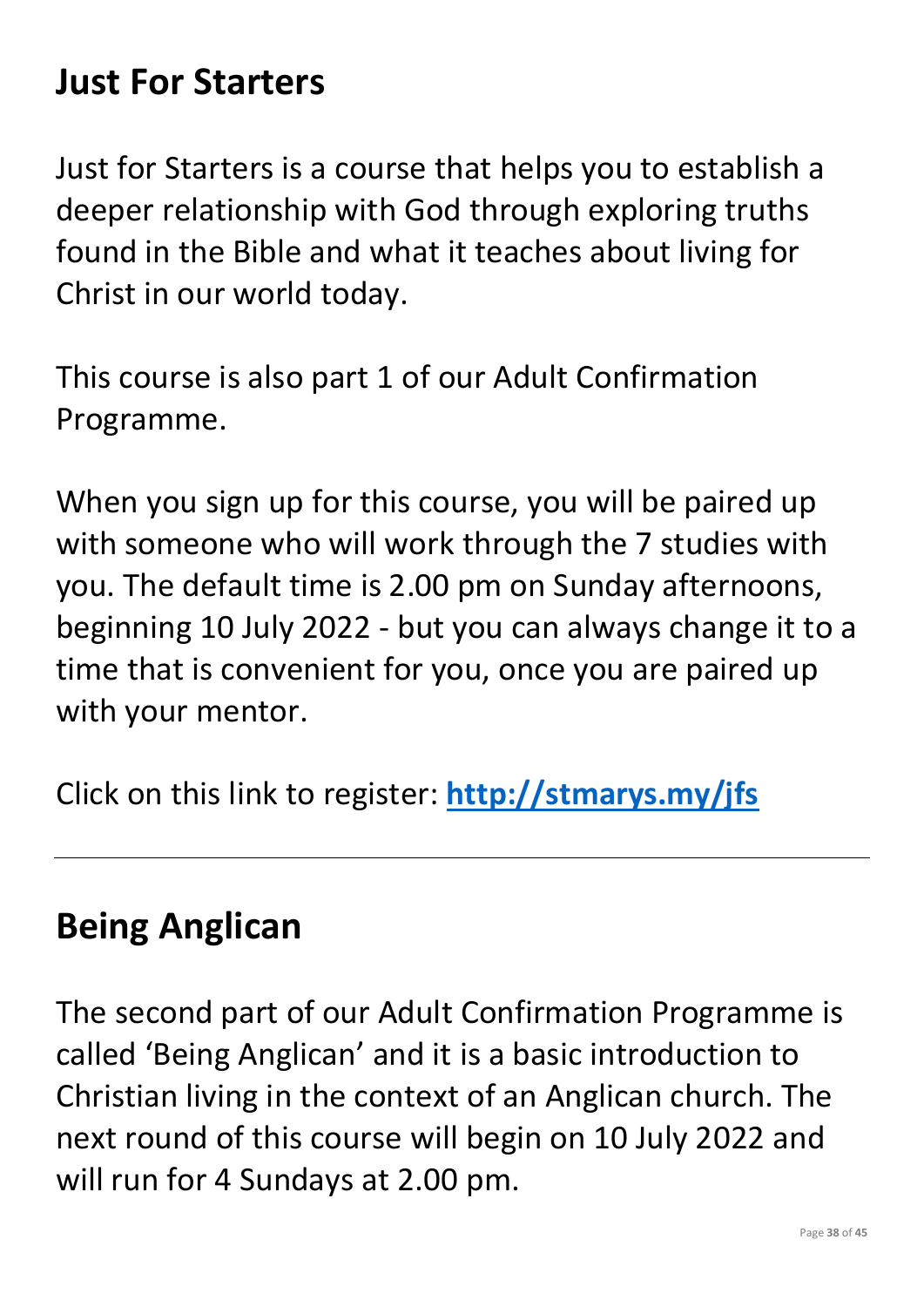## Just For Starters

Just for Starters is a course that helps you to establish a deeper relationship with God through exploring truths found in the Bible and what it teaches about living for Christ in our world today.

This course is also part 1 of our Adult Confirmation Programme.

When you sign up for this course, you will be paired up with someone who will work through the 7 studies with you. The default time is 2.00 pm on Sunday afternoons, beginning 10 July 2022 - but you can always change it to a time that is convenient for you, once you are paired up with your mentor.

Click on this link to register: **http://stmarys.my/jfs**

---

## Being Anglican

The second part of our Adult Confirmation Programme is called 'Being Anglican' and it is a basic introduction to Christian living in the context of an Anglican church. The next round of this course will begin on 10 July 2022 and will run for 4 Sundays at 2.00 pm.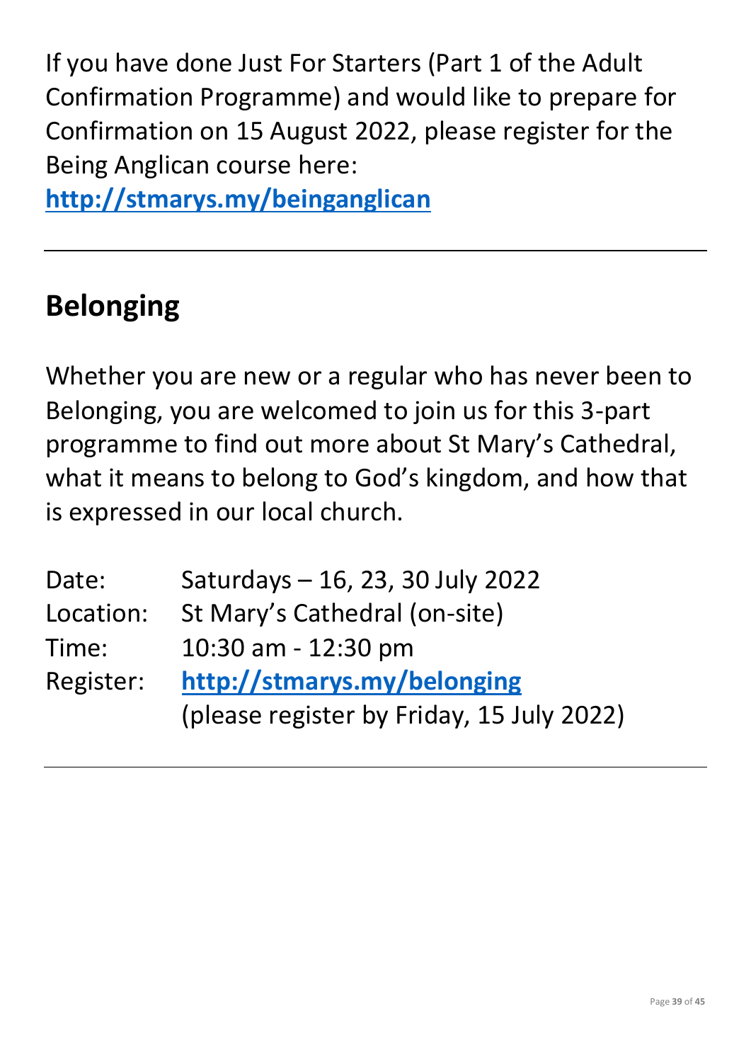If you have done Just For Starters (Part 1 of the Adult Confirmation Programme) and would like to prepare for Confirmation on 15 August 2022, please register for the Being Anglican course here:
**http://stmarys.my/beinganglican**

---

## Belonging

Whether you are new or a regular who has never been to Belonging, you are welcomed to join us for this 3-part programme to find out more about St Mary's Cathedral, what it means to belong to God's kingdom, and how that is expressed in our local church.

Date: Saturdays – 16, 23, 30 July 2022
Location: St Mary's Cathedral (on-site)
Time: 10:30 am - 12:30 pm
Register: **http://stmarys.my/belonging**
(please register by Friday, 15 July 2022)

---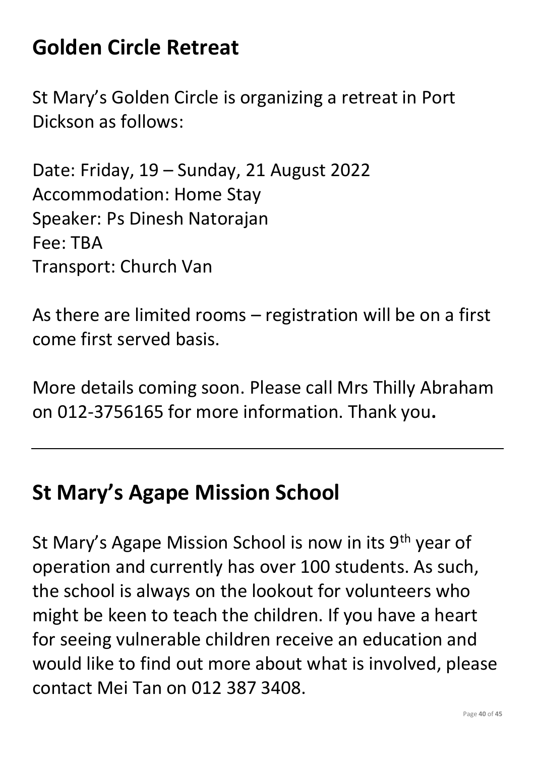## Golden Circle Retreat

St Mary's Golden Circle is organizing a retreat in Port Dickson as follows:

Date: Friday, 19 – Sunday, 21 August 2022
Accommodation: Home Stay
Speaker: Ps Dinesh Natorajan
Fee: TBA
Transport: Church Van

As there are limited rooms – registration will be on a first come first served basis.

More details coming soon. Please call Mrs Thilly Abraham on 012-3756165 for more information. Thank you**.**

---

## St Mary's Agape Mission School

St Mary's Agape Mission School is now in its 9th year of operation and currently has over 100 students. As such, the school is always on the lookout for volunteers who might be keen to teach the children. If you have a heart for seeing vulnerable children receive an education and would like to find out more about what is involved, please contact Mei Tan on 012 387 3408.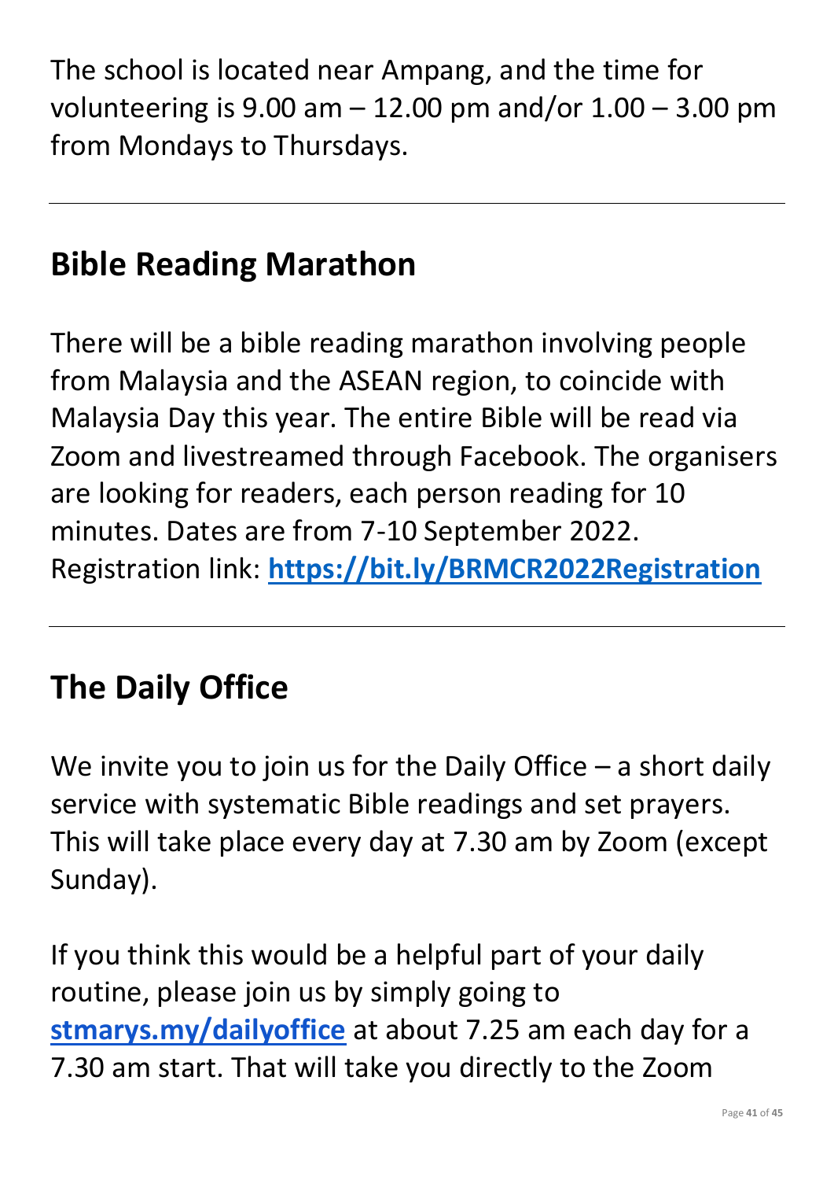The school is located near Ampang, and the time for volunteering is 9.00 am – 12.00 pm and/or 1.00 – 3.00 pm from Mondays to Thursdays.

---

## Bible Reading Marathon

There will be a bible reading marathon involving people from Malaysia and the ASEAN region, to coincide with Malaysia Day this year. The entire Bible will be read via Zoom and livestreamed through Facebook. The organisers are looking for readers, each person reading for 10 minutes. Dates are from 7-10 September 2022. Registration link: **[https://bit.ly/BRMCR2022Registration](https://bit.ly/BRMCR2022Registration)**

---

## The Daily Office

We invite you to join us for the Daily Office – a short daily service with systematic Bible readings and set prayers. This will take place every day at 7.30 am by Zoom (except Sunday).

If you think this would be a helpful part of your daily routine, please join us by simply going to **[stmarys.my/dailyoffice](stmarys.my/dailyoffice)** at about 7.25 am each day for a 7.30 am start. That will take you directly to the Zoom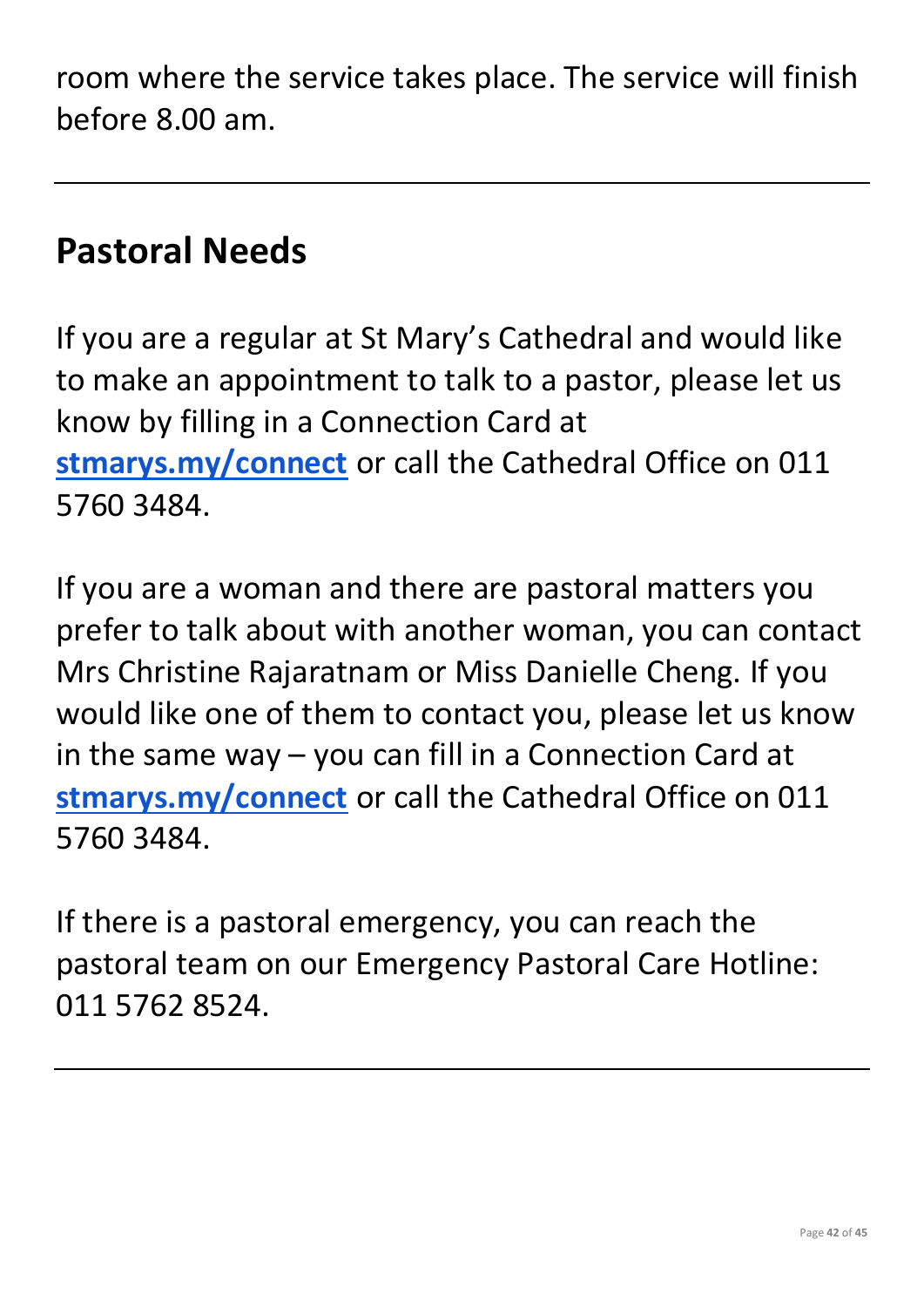room where the service takes place. The service will finish before 8.00 am.

---

## Pastoral Needs

If you are a regular at St Mary's Cathedral and would like to make an appointment to talk to a pastor, please let us know by filling in a Connection Card at **stmarys.my/connect** or call the Cathedral Office on 011 5760 3484.

If you are a woman and there are pastoral matters you prefer to talk about with another woman, you can contact Mrs Christine Rajaratnam or Miss Danielle Cheng. If you would like one of them to contact you, please let us know in the same way – you can fill in a Connection Card at **stmarys.my/connect** or call the Cathedral Office on 011 5760 3484.

If there is a pastoral emergency, you can reach the pastoral team on our Emergency Pastoral Care Hotline: 011 5762 8524.

---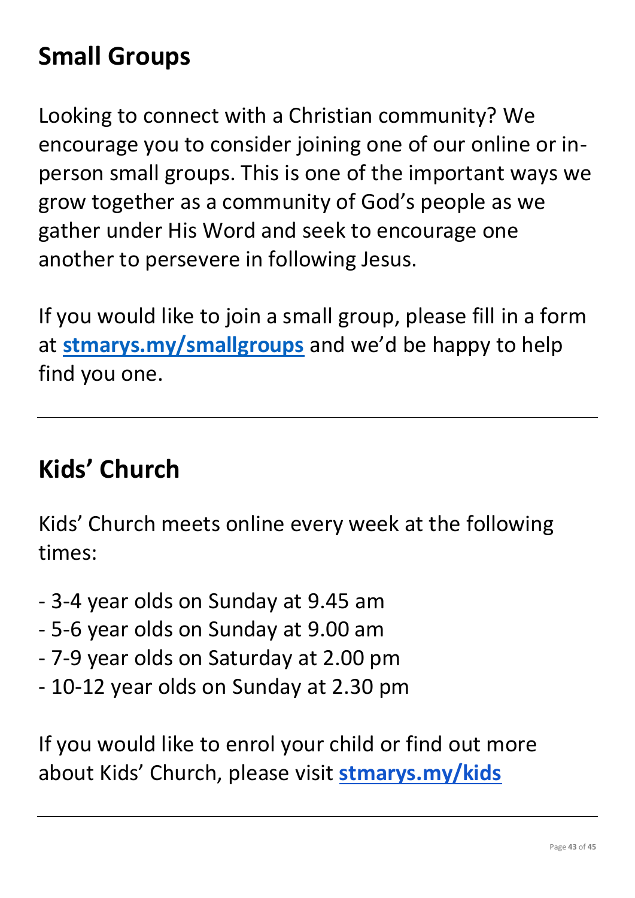## Small Groups

Looking to connect with a Christian community? We encourage you to consider joining one of our online or in-person small groups. This is one of the important ways we grow together as a community of God's people as we gather under His Word and seek to encourage one another to persevere in following Jesus.

If you would like to join a small group, please fill in a form at **stmarys.my/smallgroups** and we'd be happy to help find you one.

---

## Kids' Church

Kids' Church meets online every week at the following times:

- 3-4 year olds on Sunday at 9.45 am
- 5-6 year olds on Sunday at 9.00 am
- 7-9 year olds on Saturday at 2.00 pm
- 10-12 year olds on Sunday at 2.30 pm

If you would like to enrol your child or find out more about Kids' Church, please visit **stmarys.my/kids**

---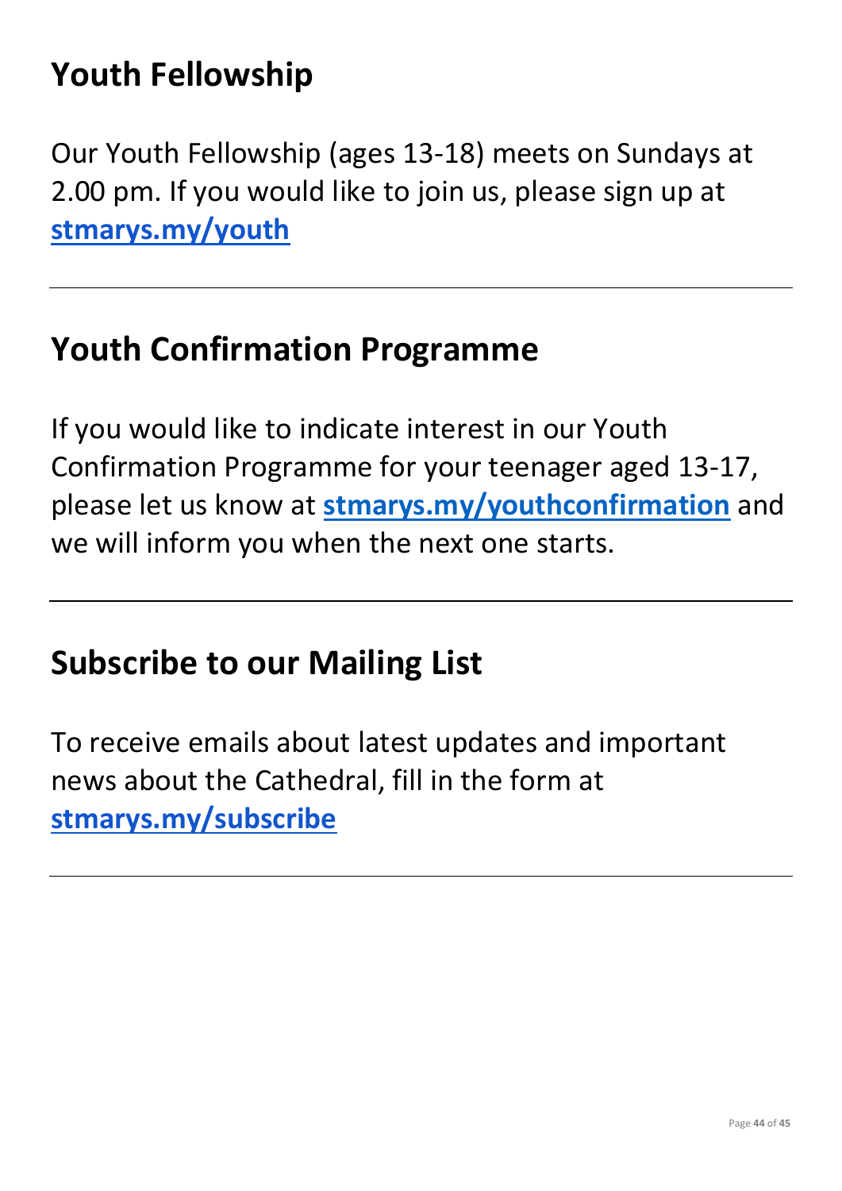## Youth Fellowship

Our Youth Fellowship (ages 13-18) meets on Sundays at 2.00 pm. If you would like to join us, please sign up at **stmarys.my/youth**

---

## Youth Confirmation Programme

If you would like to indicate interest in our Youth Confirmation Programme for your teenager aged 13-17, please let us know at **stmarys.my/youthconfirmation** and we will inform you when the next one starts.

---

## Subscribe to our Mailing List

To receive emails about latest updates and important news about the Cathedral, fill in the form at **stmarys.my/subscribe**

---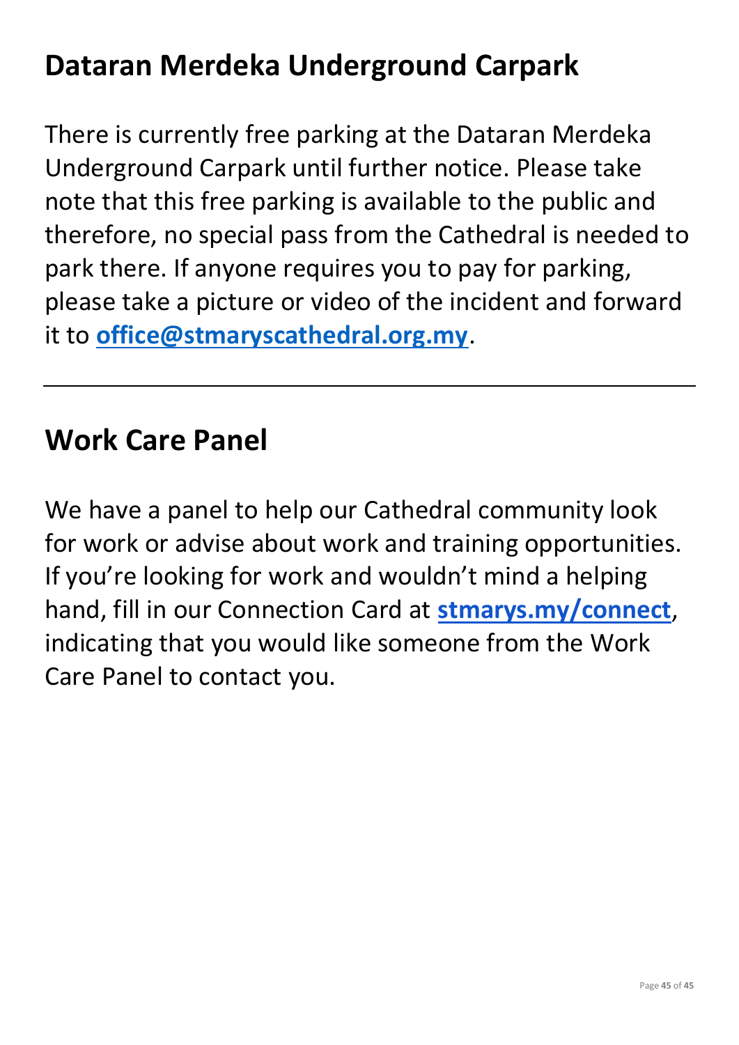## Dataran Merdeka Underground Carpark

There is currently free parking at the Dataran Merdeka Underground Carpark until further notice. Please take note that this free parking is available to the public and therefore, no special pass from the Cathedral is needed to park there. If anyone requires you to pay for parking, please take a picture or video of the incident and forward it to **office@stmaryscathedral.org.my**.

---

## Work Care Panel

We have a panel to help our Cathedral community look for work or advise about work and training opportunities. If you're looking for work and wouldn't mind a helping hand, fill in our Connection Card at **stmarys.my/connect**, indicating that you would like someone from the Work Care Panel to contact you.